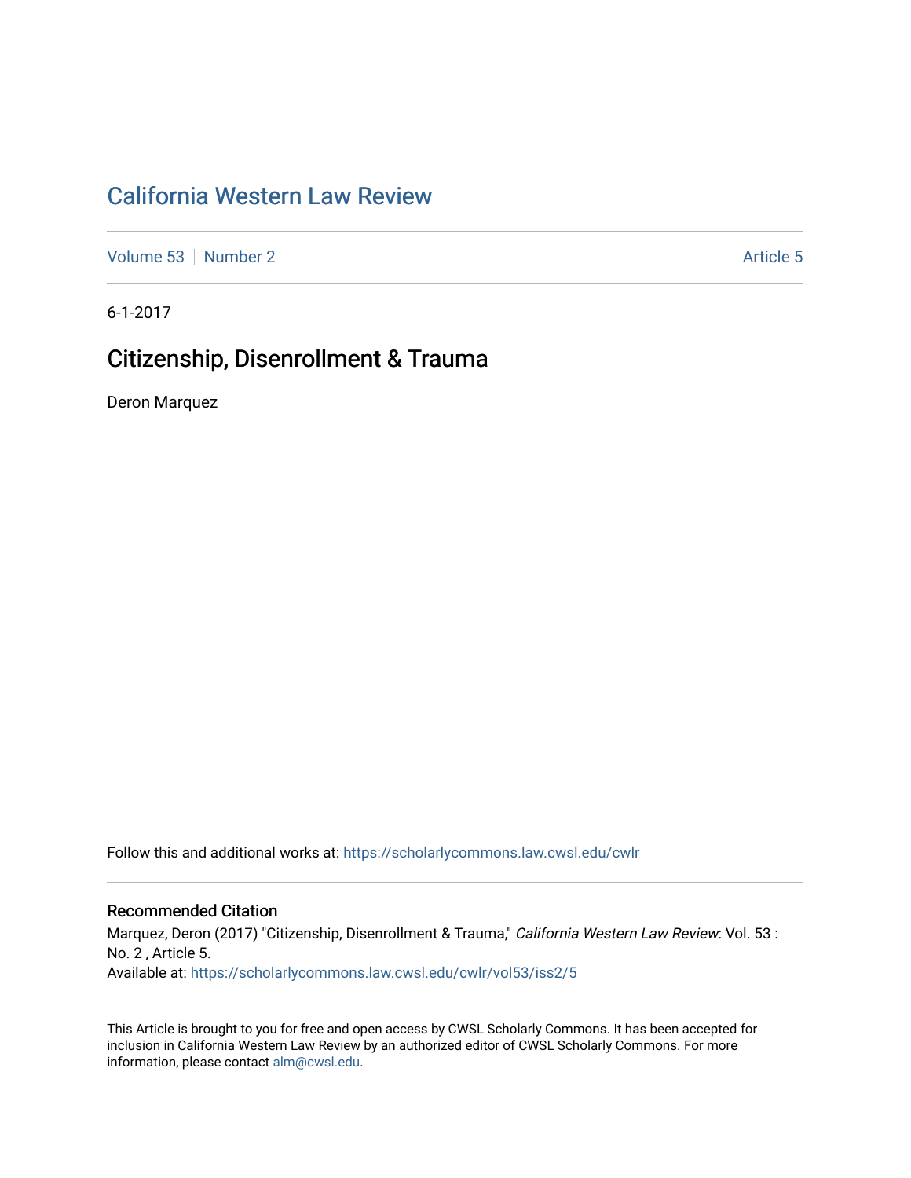# California Western Law Review

Volume 53 | Number 2 | Article 5

6-1-2017

## Citizenship, Disenrollment & Trauma

Deron Marquez

Follow this and additional works at: https://scholarlycommons.law.cwsl.edu/cwlr

### Recommended Citation

Marquez, Deron (2017) "Citizenship, Disenrollment & Trauma," *California Western Law Review*: Vol. 53 : No. 2 , Article 5.
Available at: https://scholarlycommons.law.cwsl.edu/cwlr/vol53/iss2/5

This Article is brought to you for free and open access by CWSL Scholarly Commons. It has been accepted for inclusion in California Western Law Review by an authorized editor of CWSL Scholarly Commons. For more information, please contact alm@cwsl.edu.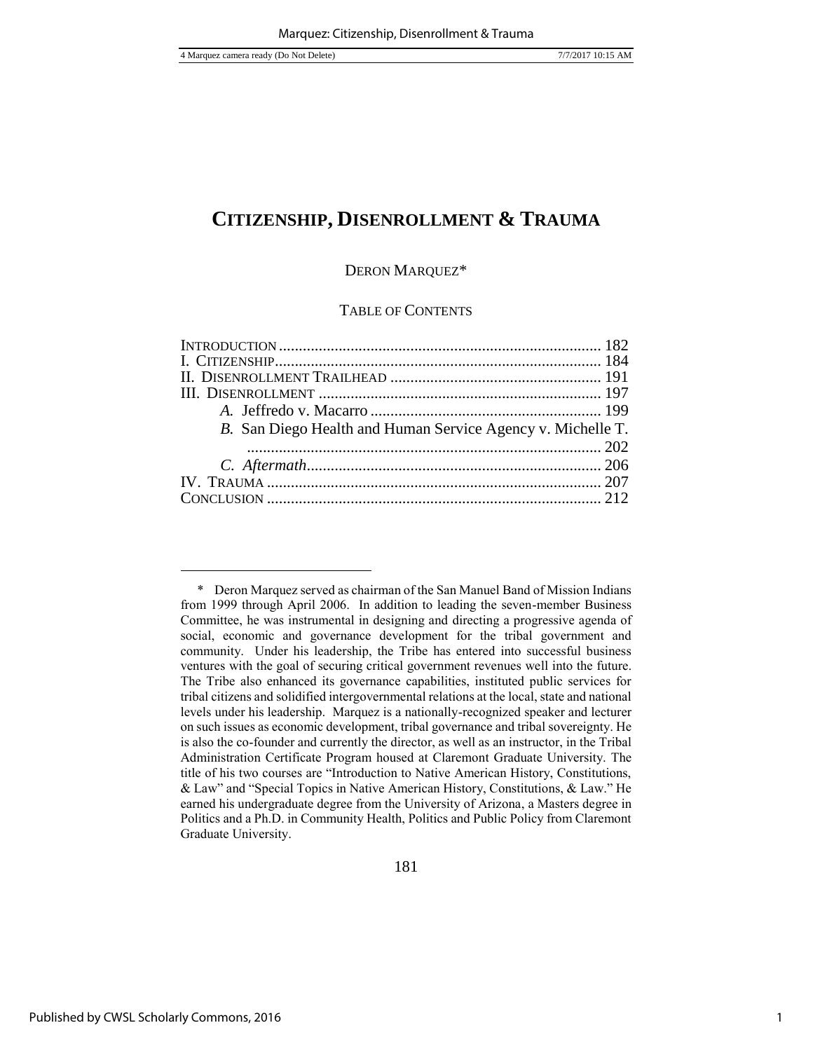# CITIZENSHIP, DISENROLLMENT & TRAUMA

DERON MARQUEZ*

TABLE OF CONTENTS

INTRODUCTION ................................................................................ 182
I. CITIZENSHIP................................................................................. 184
II. DISENROLLMENT TRAILHEAD ..................................................... 191
III. DISENROLLMENT ...................................................................... 197
  *A.* Jeffredo v. Macarro ........................................................... 199
  *B.* San Diego Health and Human Service Agency v. Michelle T. ......................................................................................... 202
  *C. Aftermath*.......................................................................... 206
IV. TRAUMA ................................................................................... 207
CONCLUSION ................................................................................... 212

---

\* Deron Marquez served as chairman of the San Manuel Band of Mission Indians from 1999 through April 2006. In addition to leading the seven-member Business Committee, he was instrumental in designing and directing a progressive agenda of social, economic and governance development for the tribal government and community. Under his leadership, the Tribe has entered into successful business ventures with the goal of securing critical government revenues well into the future. The Tribe also enhanced its governance capabilities, instituted public services for tribal citizens and solidified intergovernmental relations at the local, state and national levels under his leadership. Marquez is a nationally-recognized speaker and lecturer on such issues as economic development, tribal governance and tribal sovereignty. He is also the co-founder and currently the director, as well as an instructor, in the Tribal Administration Certificate Program housed at Claremont Graduate University. The title of his two courses are "Introduction to Native American History, Constitutions, & Law" and "Special Topics in Native American History, Constitutions, & Law." He earned his undergraduate degree from the University of Arizona, a Masters degree in Politics and a Ph.D. in Community Health, Politics and Public Policy from Claremont Graduate University.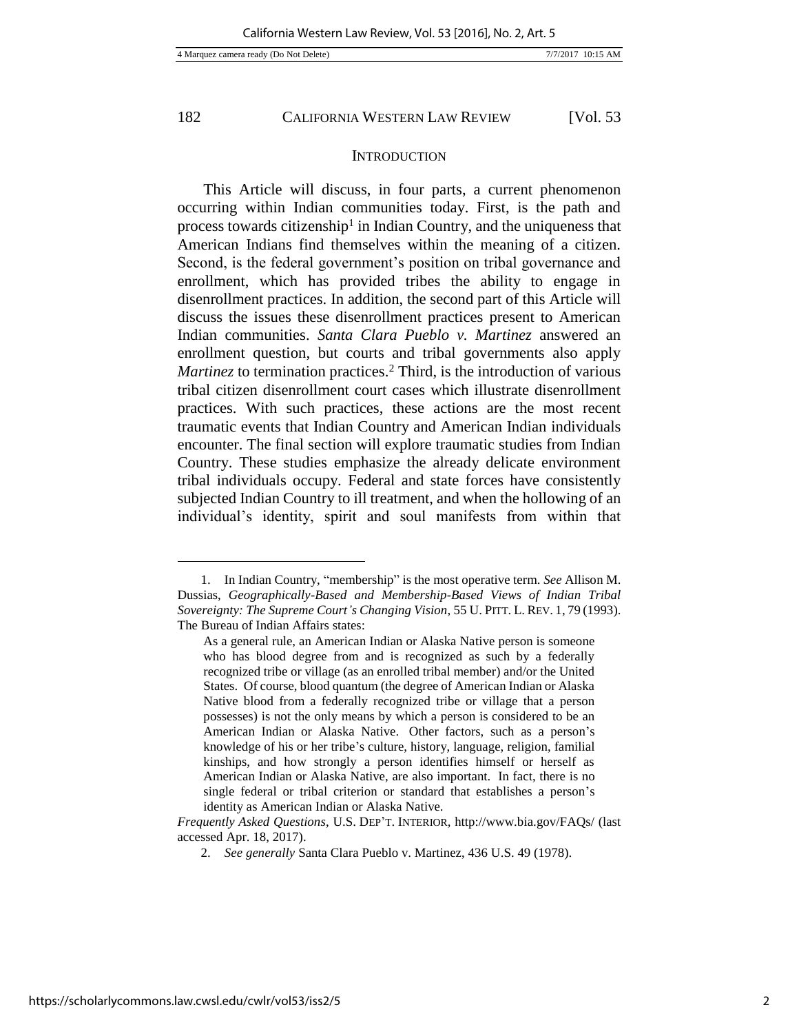## INTRODUCTION

This Article will discuss, in four parts, a current phenomenon occurring within Indian communities today. First, is the path and process towards citizenship[1] in Indian Country, and the uniqueness that American Indians find themselves within the meaning of a citizen. Second, is the federal government's position on tribal governance and enrollment, which has provided tribes the ability to engage in disenrollment practices. In addition, the second part of this Article will discuss the issues these disenrollment practices present to American Indian communities. *Santa Clara Pueblo v. Martinez* answered an enrollment question, but courts and tribal governments also apply *Martinez* to termination practices.[2] Third, is the introduction of various tribal citizen disenrollment court cases which illustrate disenrollment practices. With such practices, these actions are the most recent traumatic events that Indian Country and American Indian individuals encounter. The final section will explore traumatic studies from Indian Country. These studies emphasize the already delicate environment tribal individuals occupy. Federal and state forces have consistently subjected Indian Country to ill treatment, and when the hollowing of an individual's identity, spirit and soul manifests from within that

---

1. In Indian Country, "membership" is the most operative term. *See* Allison M. Dussias, *Geographically-Based and Membership-Based Views of Indian Tribal Sovereignty: The Supreme Court's Changing Vision*, 55 U. PITT. L. REV. 1, 79 (1993). The Bureau of Indian Affairs states:

> As a general rule, an American Indian or Alaska Native person is someone who has blood degree from and is recognized as such by a federally recognized tribe or village (as an enrolled tribal member) and/or the United States. Of course, blood quantum (the degree of American Indian or Alaska Native blood from a federally recognized tribe or village that a person possesses) is not the only means by which a person is considered to be an American Indian or Alaska Native. Other factors, such as a person's knowledge of his or her tribe's culture, history, language, religion, familial kinships, and how strongly a person identifies himself or herself as American Indian or Alaska Native, are also important. In fact, there is no single federal or tribal criterion or standard that establishes a person's identity as American Indian or Alaska Native.

*Frequently Asked Questions*, U.S. DEP'T. INTERIOR, http://www.bia.gov/FAQs/ (last accessed Apr. 18, 2017).

2. *See generally* Santa Clara Pueblo v. Martinez, 436 U.S. 49 (1978).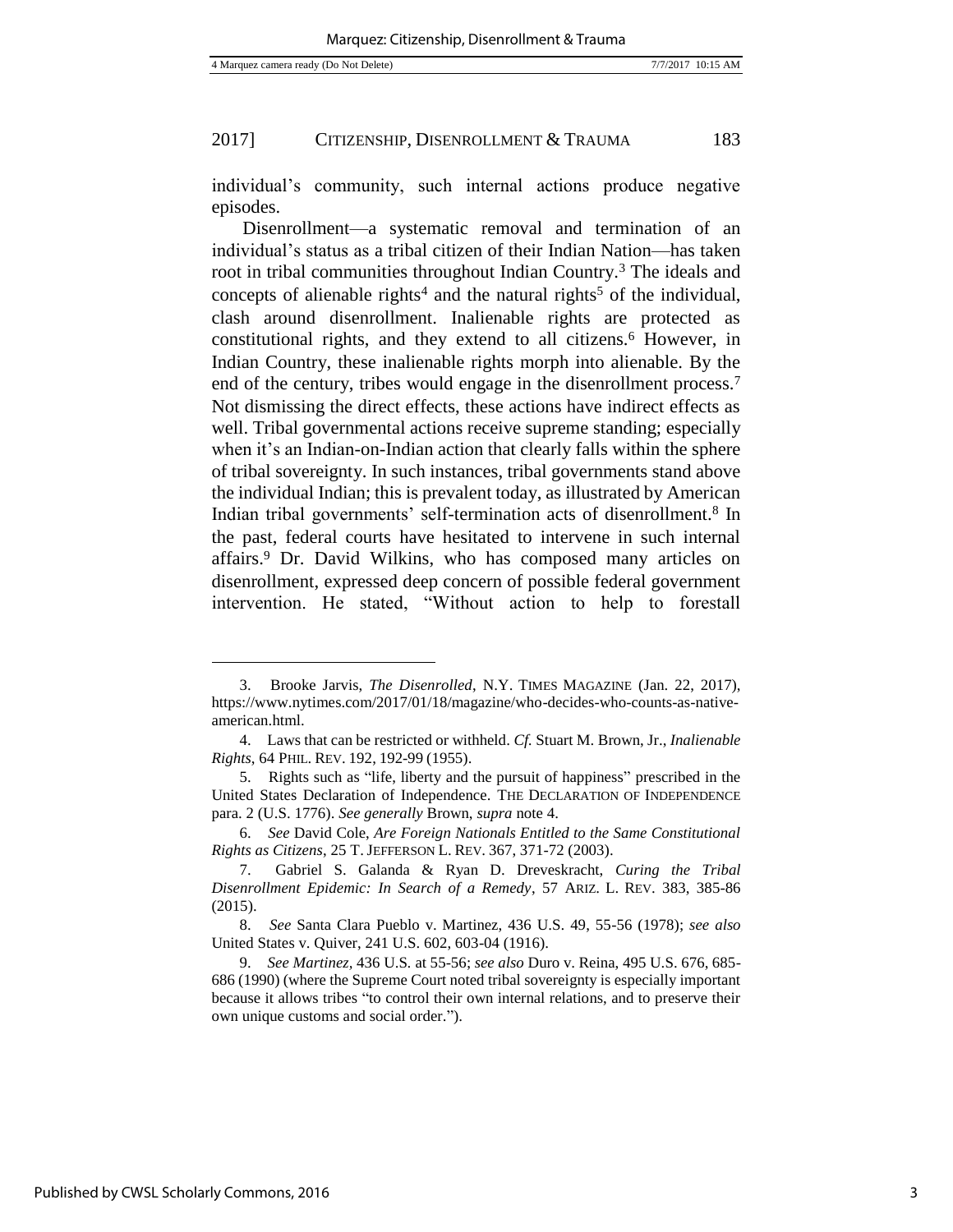individual's community, such internal actions produce negative episodes.

Disenrollment—a systematic removal and termination of an individual's status as a tribal citizen of their Indian Nation—has taken root in tribal communities throughout Indian Country.[3] The ideals and concepts of alienable rights[4] and the natural rights[5] of the individual, clash around disenrollment. Inalienable rights are protected as constitutional rights, and they extend to all citizens.[6] However, in Indian Country, these inalienable rights morph into alienable. By the end of the century, tribes would engage in the disenrollment process.[7] Not dismissing the direct effects, these actions have indirect effects as well. Tribal governmental actions receive supreme standing; especially when it's an Indian-on-Indian action that clearly falls within the sphere of tribal sovereignty. In such instances, tribal governments stand above the individual Indian; this is prevalent today, as illustrated by American Indian tribal governments' self-termination acts of disenrollment.[8] In the past, federal courts have hesitated to intervene in such internal affairs.[9] Dr. David Wilkins, who has composed many articles on disenrollment, expressed deep concern of possible federal government intervention. He stated, "Without action to help to forestall

---

3. Brooke Jarvis, *The Disenrolled*, N.Y. TIMES MAGAZINE (Jan. 22, 2017), https://www.nytimes.com/2017/01/18/magazine/who-decides-who-counts-as-native-american.html.

4. Laws that can be restricted or withheld. *Cf.* Stuart M. Brown, Jr., *Inalienable Rights*, 64 PHIL. REV. 192, 192-99 (1955).

5. Rights such as "life, liberty and the pursuit of happiness" prescribed in the United States Declaration of Independence. THE DECLARATION OF INDEPENDENCE para. 2 (U.S. 1776). *See generally* Brown, *supra* note 4.

6. *See* David Cole, *Are Foreign Nationals Entitled to the Same Constitutional Rights as Citizens*, 25 T. JEFFERSON L. REV. 367, 371-72 (2003).

7. Gabriel S. Galanda & Ryan D. Dreveskracht, *Curing the Tribal Disenrollment Epidemic: In Search of a Remedy*, 57 ARIZ. L. REV. 383, 385-86 (2015).

8. *See* Santa Clara Pueblo v. Martinez, 436 U.S. 49, 55-56 (1978); *see also* United States v. Quiver, 241 U.S. 602, 603-04 (1916).

9. *See Martinez*, 436 U.S. at 55-56; *see also* Duro v. Reina, 495 U.S. 676, 685-686 (1990) (where the Supreme Court noted tribal sovereignty is especially important because it allows tribes "to control their own internal relations, and to preserve their own unique customs and social order.").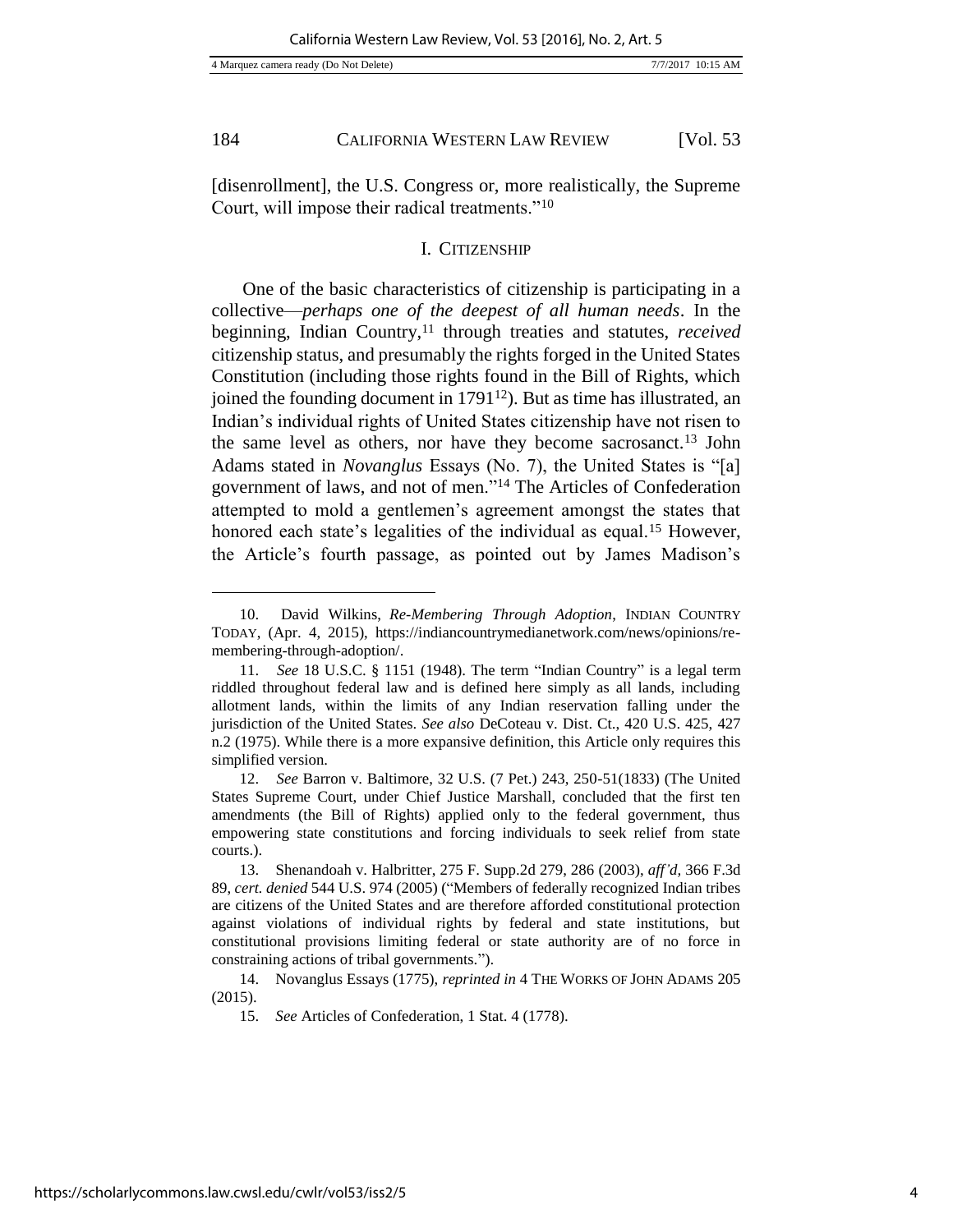[disenrollment], the U.S. Congress or, more realistically, the Supreme Court, will impose their radical treatments."[10]

## I. CITIZENSHIP

One of the basic characteristics of citizenship is participating in a collective—*perhaps one of the deepest of all human needs*. In the beginning, Indian Country,[11] through treaties and statutes, *received* citizenship status, and presumably the rights forged in the United States Constitution (including those rights found in the Bill of Rights, which joined the founding document in 1791[12]). But as time has illustrated, an Indian's individual rights of United States citizenship have not risen to the same level as others, nor have they become sacrosanct.[13] John Adams stated in *Novanglus* Essays (No. 7), the United States is "[a] government of laws, and not of men."[14] The Articles of Confederation attempted to mold a gentlemen's agreement amongst the states that honored each state's legalities of the individual as equal.[15] However, the Article's fourth passage, as pointed out by James Madison's

---

10. David Wilkins, *Re-Membering Through Adoption*, INDIAN COUNTRY TODAY, (Apr. 4, 2015), https://indiancountrymedianetwork.com/news/opinions/re-membering-through-adoption/.

11. *See* 18 U.S.C. § 1151 (1948). The term "Indian Country" is a legal term riddled throughout federal law and is defined here simply as all lands, including allotment lands, within the limits of any Indian reservation falling under the jurisdiction of the United States. *See also* DeCoteau v. Dist. Ct., 420 U.S. 425, 427 n.2 (1975). While there is a more expansive definition, this Article only requires this simplified version.

12. *See* Barron v. Baltimore, 32 U.S. (7 Pet.) 243, 250-51(1833) (The United States Supreme Court, under Chief Justice Marshall, concluded that the first ten amendments (the Bill of Rights) applied only to the federal government, thus empowering state constitutions and forcing individuals to seek relief from state courts.).

13. Shenandoah v. Halbritter, 275 F. Supp.2d 279, 286 (2003), *aff'd*, 366 F.3d 89, *cert. denied* 544 U.S. 974 (2005) ("Members of federally recognized Indian tribes are citizens of the United States and are therefore afforded constitutional protection against violations of individual rights by federal and state institutions, but constitutional provisions limiting federal or state authority are of no force in constraining actions of tribal governments.").

14. Novanglus Essays (1775), *reprinted in* 4 THE WORKS OF JOHN ADAMS 205 (2015).

15. *See* Articles of Confederation, 1 Stat. 4 (1778).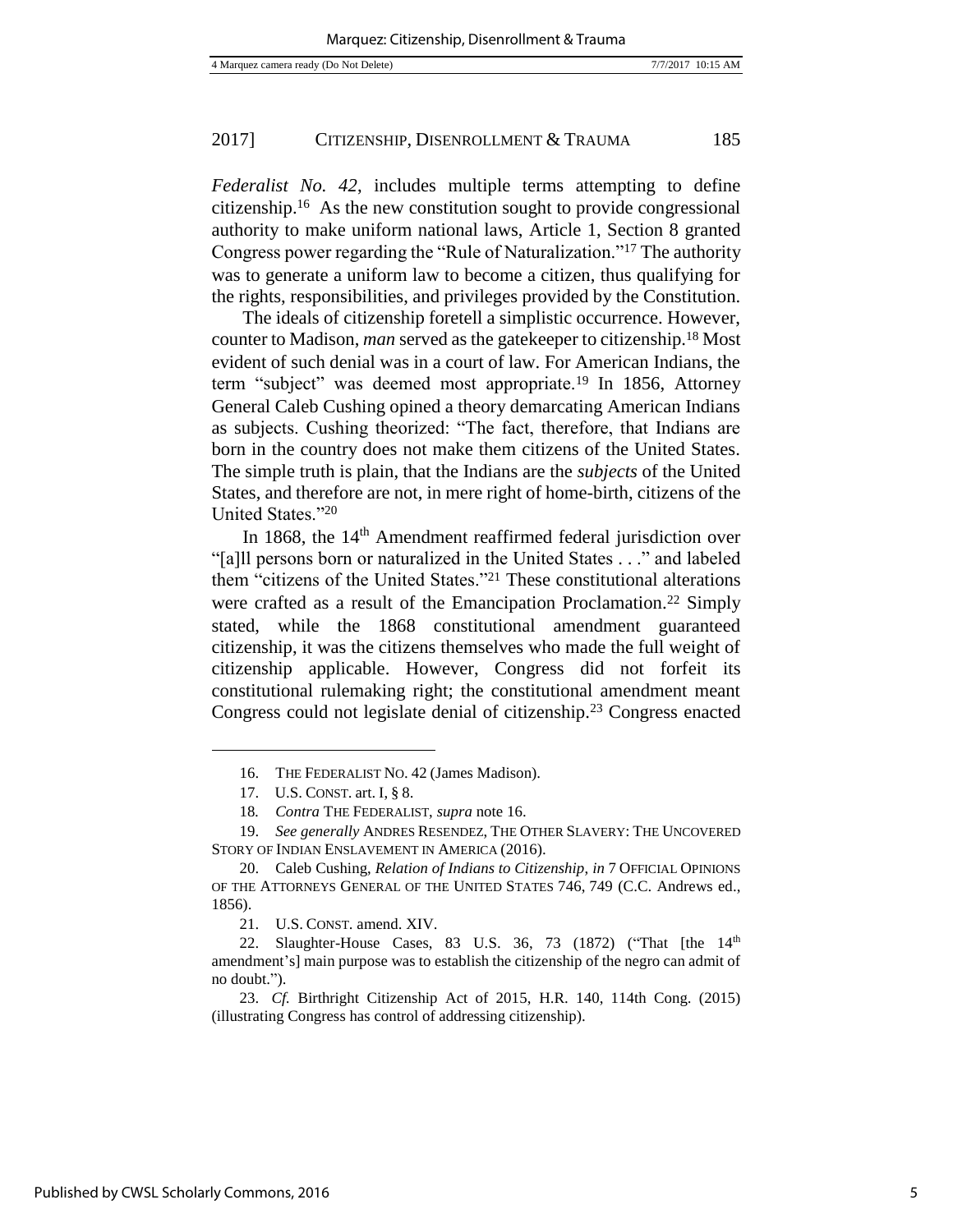*Federalist No. 42*, includes multiple terms attempting to define citizenship.[16] As the new constitution sought to provide congressional authority to make uniform national laws, Article 1, Section 8 granted Congress power regarding the "Rule of Naturalization."[17] The authority was to generate a uniform law to become a citizen, thus qualifying for the rights, responsibilities, and privileges provided by the Constitution.

The ideals of citizenship foretell a simplistic occurrence. However, counter to Madison, *man* served as the gatekeeper to citizenship.[18] Most evident of such denial was in a court of law. For American Indians, the term "subject" was deemed most appropriate.[19] In 1856, Attorney General Caleb Cushing opined a theory demarcating American Indians as subjects. Cushing theorized: "The fact, therefore, that Indians are born in the country does not make them citizens of the United States. The simple truth is plain, that the Indians are the *subjects* of the United States, and therefore are not, in mere right of home-birth, citizens of the United States."[20]

In 1868, the 14th Amendment reaffirmed federal jurisdiction over "[a]ll persons born or naturalized in the United States . . ." and labeled them "citizens of the United States."[21] These constitutional alterations were crafted as a result of the Emancipation Proclamation.[22] Simply stated, while the 1868 constitutional amendment guaranteed citizenship, it was the citizens themselves who made the full weight of citizenship applicable. However, Congress did not forfeit its constitutional rulemaking right; the constitutional amendment meant Congress could not legislate denial of citizenship.[23] Congress enacted

---

16. THE FEDERALIST NO. 42 (James Madison).

17. U.S. CONST. art. I, § 8.

18. *Contra* THE FEDERALIST, *supra* note 16.

19. *See generally* ANDRES RESENDEZ, THE OTHER SLAVERY: THE UNCOVERED STORY OF INDIAN ENSLAVEMENT IN AMERICA (2016).

20. Caleb Cushing, *Relation of Indians to Citizenship*, *in* 7 OFFICIAL OPINIONS OF THE ATTORNEYS GENERAL OF THE UNITED STATES 746, 749 (C.C. Andrews ed., 1856).

21. U.S. CONST. amend. XIV.

22. Slaughter-House Cases, 83 U.S. 36, 73 (1872) ("That [the 14th amendment's] main purpose was to establish the citizenship of the negro can admit of no doubt.").

23. *Cf.* Birthright Citizenship Act of 2015, H.R. 140, 114th Cong. (2015) (illustrating Congress has control of addressing citizenship).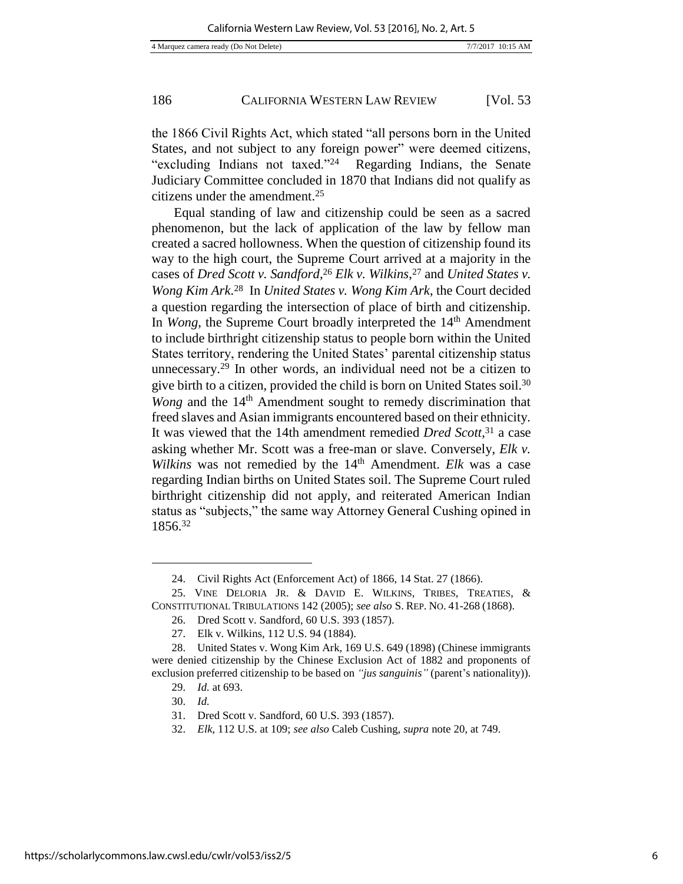the 1866 Civil Rights Act, which stated "all persons born in the United States, and not subject to any foreign power" were deemed citizens, "excluding Indians not taxed."[24] Regarding Indians, the Senate Judiciary Committee concluded in 1870 that Indians did not qualify as citizens under the amendment.[25]

Equal standing of law and citizenship could be seen as a sacred phenomenon, but the lack of application of the law by fellow man created a sacred hollowness. When the question of citizenship found its way to the high court, the Supreme Court arrived at a majority in the cases of *Dred Scott v. Sandford*,[26] *Elk v. Wilkins*,[27] and *United States v. Wong Kim Ark*.[28] In *United States v. Wong Kim Ark*, the Court decided a question regarding the intersection of place of birth and citizenship. In *Wong*, the Supreme Court broadly interpreted the 14th Amendment to include birthright citizenship status to people born within the United States territory, rendering the United States' parental citizenship status unnecessary.[29] In other words, an individual need not be a citizen to give birth to a citizen, provided the child is born on United States soil.[30] *Wong* and the 14th Amendment sought to remedy discrimination that freed slaves and Asian immigrants encountered based on their ethnicity. It was viewed that the 14th amendment remedied *Dred Scott*,[31] a case asking whether Mr. Scott was a free-man or slave. Conversely, *Elk v. Wilkins* was not remedied by the 14th Amendment. *Elk* was a case regarding Indian births on United States soil. The Supreme Court ruled birthright citizenship did not apply, and reiterated American Indian status as "subjects," the same way Attorney General Cushing opined in 1856.[32]

---

24. Civil Rights Act (Enforcement Act) of 1866, 14 Stat. 27 (1866).

25. VINE DELORIA JR. & DAVID E. WILKINS, TRIBES, TREATIES, & CONSTITUTIONAL TRIBULATIONS 142 (2005); *see also* S. REP. NO. 41-268 (1868).

26. Dred Scott v. Sandford, 60 U.S. 393 (1857).

27. Elk v. Wilkins, 112 U.S. 94 (1884).

28. United States v. Wong Kim Ark, 169 U.S. 649 (1898) (Chinese immigrants were denied citizenship by the Chinese Exclusion Act of 1882 and proponents of exclusion preferred citizenship to be based on *"jus sanguinis"* (parent's nationality)).

29. *Id.* at 693.

30. *Id.*

31. Dred Scott v. Sandford, 60 U.S. 393 (1857).

32. *Elk*, 112 U.S. at 109; *see also* Caleb Cushing, *supra* note 20, at 749.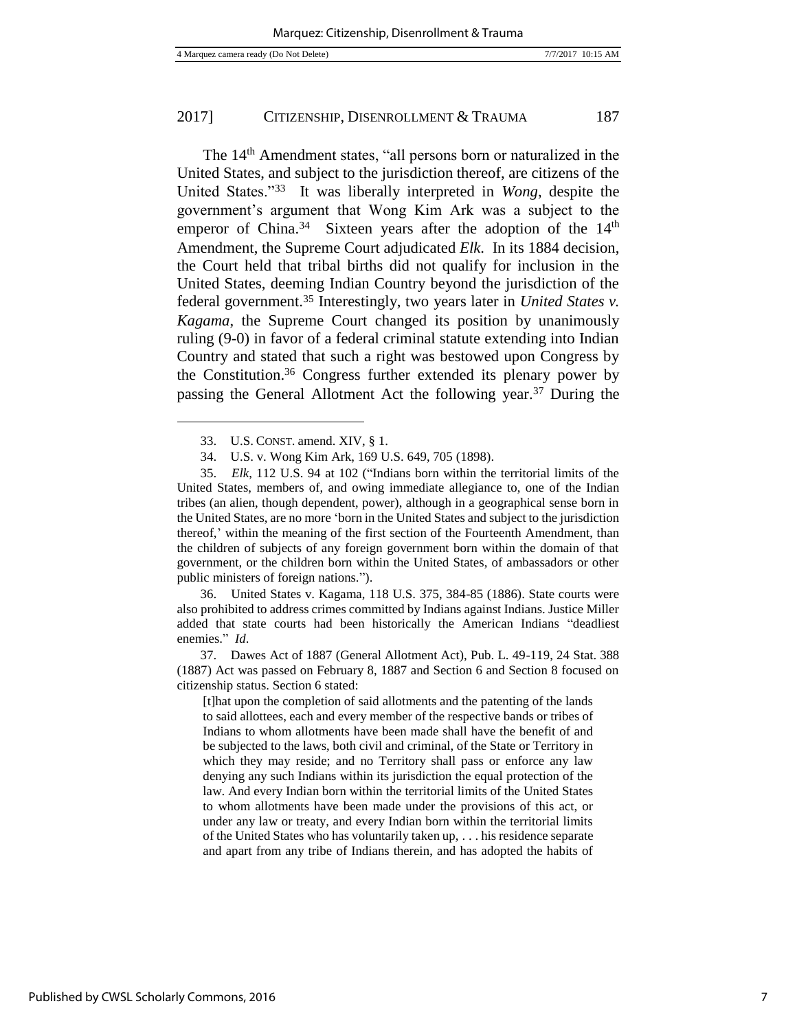The 14th Amendment states, "all persons born or naturalized in the United States, and subject to the jurisdiction thereof, are citizens of the United States."[33] It was liberally interpreted in *Wong*, despite the government's argument that Wong Kim Ark was a subject to the emperor of China.[34] Sixteen years after the adoption of the 14th Amendment, the Supreme Court adjudicated *Elk*. In its 1884 decision, the Court held that tribal births did not qualify for inclusion in the United States, deeming Indian Country beyond the jurisdiction of the federal government.[35] Interestingly, two years later in *United States v. Kagama*, the Supreme Court changed its position by unanimously ruling (9-0) in favor of a federal criminal statute extending into Indian Country and stated that such a right was bestowed upon Congress by the Constitution.[36] Congress further extended its plenary power by passing the General Allotment Act the following year.[37] During the

---

33. U.S. CONST. amend. XIV, § 1.

34. U.S. v. Wong Kim Ark, 169 U.S. 649, 705 (1898).

35. *Elk*, 112 U.S. 94 at 102 ("Indians born within the territorial limits of the United States, members of, and owing immediate allegiance to, one of the Indian tribes (an alien, though dependent, power), although in a geographical sense born in the United States, are no more 'born in the United States and subject to the jurisdiction thereof,' within the meaning of the first section of the Fourteenth Amendment, than the children of subjects of any foreign government born within the domain of that government, or the children born within the United States, of ambassadors or other public ministers of foreign nations.").

36. United States v. Kagama, 118 U.S. 375, 384-85 (1886). State courts were also prohibited to address crimes committed by Indians against Indians. Justice Miller added that state courts had been historically the American Indians "deadliest enemies." *Id*.

37. Dawes Act of 1887 (General Allotment Act), Pub. L. 49-119, 24 Stat. 388 (1887) Act was passed on February 8, 1887 and Section 6 and Section 8 focused on citizenship status. Section 6 stated:

> [t]hat upon the completion of said allotments and the patenting of the lands to said allottees, each and every member of the respective bands or tribes of Indians to whom allotments have been made shall have the benefit of and be subjected to the laws, both civil and criminal, of the State or Territory in which they may reside; and no Territory shall pass or enforce any law denying any such Indians within its jurisdiction the equal protection of the law. And every Indian born within the territorial limits of the United States to whom allotments have been made under the provisions of this act, or under any law or treaty, and every Indian born within the territorial limits of the United States who has voluntarily taken up, . . . his residence separate and apart from any tribe of Indians therein, and has adopted the habits of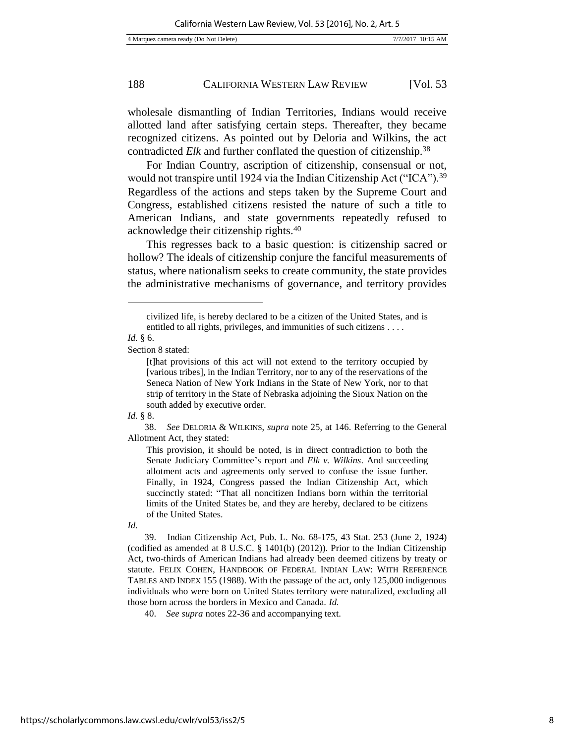wholesale dismantling of Indian Territories, Indians would receive allotted land after satisfying certain steps. Thereafter, they became recognized citizens. As pointed out by Deloria and Wilkins, the act contradicted *Elk* and further conflated the question of citizenship.[38]

For Indian Country, ascription of citizenship, consensual or not, would not transpire until 1924 via the Indian Citizenship Act ("ICA").[39] Regardless of the actions and steps taken by the Supreme Court and Congress, established citizens resisted the nature of such a title to American Indians, and state governments repeatedly refused to acknowledge their citizenship rights.[40]

This regresses back to a basic question: is citizenship sacred or hollow? The ideals of citizenship conjure the fanciful measurements of status, where nationalism seeks to create community, the state provides the administrative mechanisms of governance, and territory provides

---

> civilized life, is hereby declared to be a citizen of the United States, and is entitled to all rights, privileges, and immunities of such citizens . . . .

*Id.* § 6.

Section 8 stated:

> [t]hat provisions of this act will not extend to the territory occupied by [various tribes], in the Indian Territory, nor to any of the reservations of the Seneca Nation of New York Indians in the State of New York, nor to that strip of territory in the State of Nebraska adjoining the Sioux Nation on the south added by executive order.

*Id.* § 8.

38. *See* DELORIA & WILKINS, *supra* note 25, at 146. Referring to the General Allotment Act, they stated:

> This provision, it should be noted, is in direct contradiction to both the Senate Judiciary Committee's report and *Elk v. Wilkins*. And succeeding allotment acts and agreements only served to confuse the issue further. Finally, in 1924, Congress passed the Indian Citizenship Act, which succinctly stated: "That all noncitizen Indians born within the territorial limits of the United States be, and they are hereby, declared to be citizens of the United States.

*Id.*

39. Indian Citizenship Act, Pub. L. No. 68-175, 43 Stat. 253 (June 2, 1924) (codified as amended at 8 U.S.C. § 1401(b) (2012)). Prior to the Indian Citizenship Act, two-thirds of American Indians had already been deemed citizens by treaty or statute. FELIX COHEN, HANDBOOK OF FEDERAL INDIAN LAW: WITH REFERENCE TABLES AND INDEX 155 (1988). With the passage of the act, only 125,000 indigenous individuals who were born on United States territory were naturalized, excluding all those born across the borders in Mexico and Canada. *Id.*

40. *See supra* notes 22-36 and accompanying text.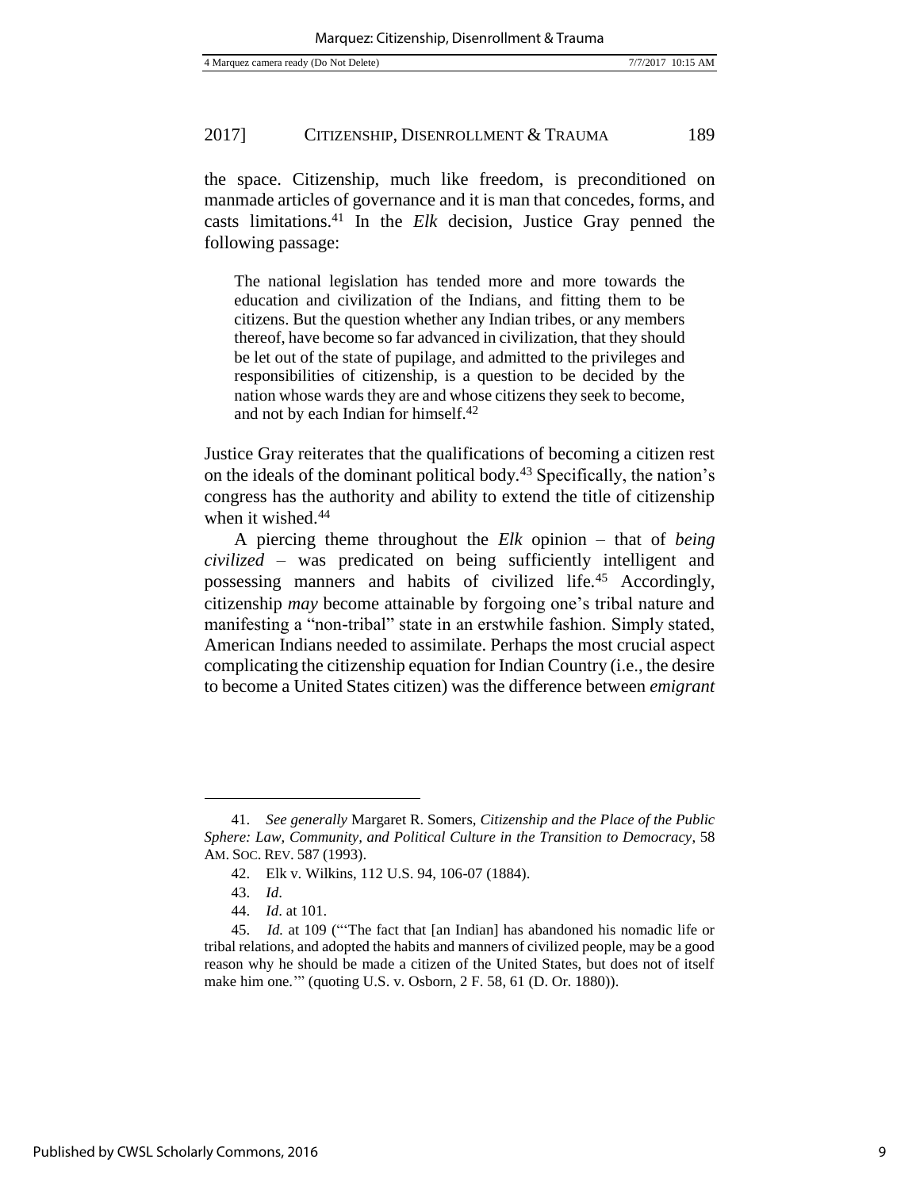the space. Citizenship, much like freedom, is preconditioned on manmade articles of governance and it is man that concedes, forms, and casts limitations.[41] In the *Elk* decision, Justice Gray penned the following passage:

> The national legislation has tended more and more towards the education and civilization of the Indians, and fitting them to be citizens. But the question whether any Indian tribes, or any members thereof, have become so far advanced in civilization, that they should be let out of the state of pupilage, and admitted to the privileges and responsibilities of citizenship, is a question to be decided by the nation whose wards they are and whose citizens they seek to become, and not by each Indian for himself.[42]

Justice Gray reiterates that the qualifications of becoming a citizen rest on the ideals of the dominant political body.[43] Specifically, the nation's congress has the authority and ability to extend the title of citizenship when it wished.[44]

A piercing theme throughout the *Elk* opinion – that of *being civilized* – was predicated on being sufficiently intelligent and possessing manners and habits of civilized life.[45] Accordingly, citizenship *may* become attainable by forgoing one's tribal nature and manifesting a "non-tribal" state in an erstwhile fashion. Simply stated, American Indians needed to assimilate. Perhaps the most crucial aspect complicating the citizenship equation for Indian Country (i.e., the desire to become a United States citizen) was the difference between *emigrant*

---

41. *See generally* Margaret R. Somers, *Citizenship and the Place of the Public Sphere: Law, Community, and Political Culture in the Transition to Democracy*, 58 AM. SOC. REV. 587 (1993).

42. Elk v. Wilkins, 112 U.S. 94, 106-07 (1884).

43. *Id*.

44. *Id*. at 101.

45. *Id.* at 109 ("'The fact that [an Indian] has abandoned his nomadic life or tribal relations, and adopted the habits and manners of civilized people, may be a good reason why he should be made a citizen of the United States, but does not of itself make him one.'" (quoting U.S. v. Osborn, 2 F. 58, 61 (D. Or. 1880)).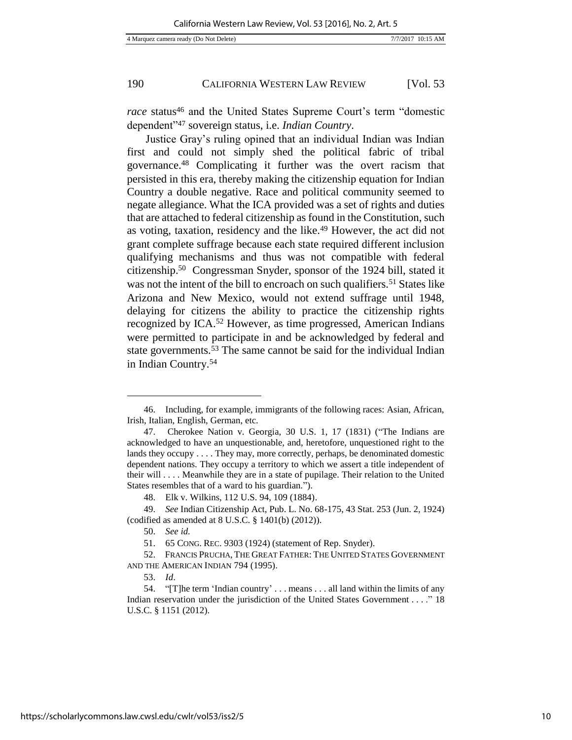*race* status[46] and the United States Supreme Court's term "domestic dependent"[47] sovereign status, i.e. *Indian Country*.

Justice Gray's ruling opined that an individual Indian was Indian first and could not simply shed the political fabric of tribal governance.[48] Complicating it further was the overt racism that persisted in this era, thereby making the citizenship equation for Indian Country a double negative. Race and political community seemed to negate allegiance. What the ICA provided was a set of rights and duties that are attached to federal citizenship as found in the Constitution, such as voting, taxation, residency and the like.[49] However, the act did not grant complete suffrage because each state required different inclusion qualifying mechanisms and thus was not compatible with federal citizenship.[50] Congressman Snyder, sponsor of the 1924 bill, stated it was not the intent of the bill to encroach on such qualifiers.[51] States like Arizona and New Mexico, would not extend suffrage until 1948, delaying for citizens the ability to practice the citizenship rights recognized by ICA.[52] However, as time progressed, American Indians were permitted to participate in and be acknowledged by federal and state governments.[53] The same cannot be said for the individual Indian in Indian Country.[54]

---

46. Including, for example, immigrants of the following races: Asian, African, Irish, Italian, English, German, etc.

47. Cherokee Nation v. Georgia, 30 U.S. 1, 17 (1831) ("The Indians are acknowledged to have an unquestionable, and, heretofore, unquestioned right to the lands they occupy . . . . They may, more correctly, perhaps, be denominated domestic dependent nations. They occupy a territory to which we assert a title independent of their will . . . . Meanwhile they are in a state of pupilage. Their relation to the United States resembles that of a ward to his guardian.").

48. Elk v. Wilkins, 112 U.S. 94, 109 (1884).

49. *See* Indian Citizenship Act, Pub. L. No. 68-175, 43 Stat. 253 (Jun. 2, 1924) (codified as amended at 8 U.S.C. § 1401(b) (2012)).

50. *See id.*

51. 65 CONG. REC. 9303 (1924) (statement of Rep. Snyder).

52. FRANCIS PRUCHA, THE GREAT FATHER: THE UNITED STATES GOVERNMENT AND THE AMERICAN INDIAN 794 (1995).

53. *Id*.

54. "[T]he term 'Indian country' . . . means . . . all land within the limits of any Indian reservation under the jurisdiction of the United States Government . . . ." 18 U.S.C. § 1151 (2012).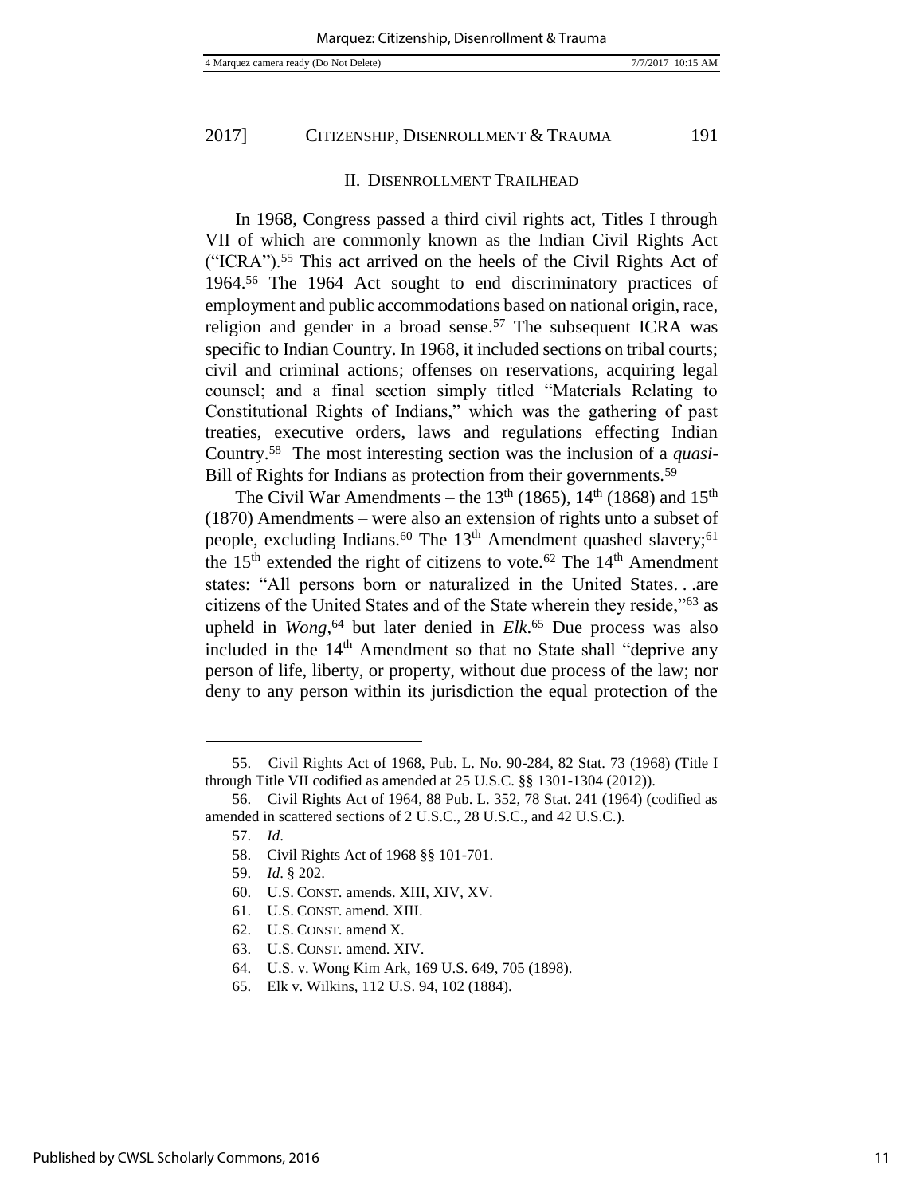## II. DISENROLLMENT TRAILHEAD

In 1968, Congress passed a third civil rights act, Titles I through VII of which are commonly known as the Indian Civil Rights Act ("ICRA").[55] This act arrived on the heels of the Civil Rights Act of 1964.[56] The 1964 Act sought to end discriminatory practices of employment and public accommodations based on national origin, race, religion and gender in a broad sense.[57] The subsequent ICRA was specific to Indian Country. In 1968, it included sections on tribal courts; civil and criminal actions; offenses on reservations, acquiring legal counsel; and a final section simply titled "Materials Relating to Constitutional Rights of Indians," which was the gathering of past treaties, executive orders, laws and regulations effecting Indian Country.[58] The most interesting section was the inclusion of a *quasi*-Bill of Rights for Indians as protection from their governments.[59]

The Civil War Amendments – the 13th (1865), 14th (1868) and 15th (1870) Amendments – were also an extension of rights unto a subset of people, excluding Indians.[60] The 13th Amendment quashed slavery;[61] the 15th extended the right of citizens to vote.[62] The 14th Amendment states: "All persons born or naturalized in the United States. . .are citizens of the United States and of the State wherein they reside,"[63] as upheld in *Wong*,[64] but later denied in *Elk*.[65] Due process was also included in the 14th Amendment so that no State shall "deprive any person of life, liberty, or property, without due process of the law; nor deny to any person within its jurisdiction the equal protection of the

---

55. Civil Rights Act of 1968, Pub. L. No. 90-284, 82 Stat. 73 (1968) (Title I through Title VII codified as amended at 25 U.S.C. §§ 1301-1304 (2012)).

56. Civil Rights Act of 1964, 88 Pub. L. 352, 78 Stat. 241 (1964) (codified as amended in scattered sections of 2 U.S.C., 28 U.S.C., and 42 U.S.C.).

57. *Id*.

58. Civil Rights Act of 1968 §§ 101-701.

59. *Id*. § 202.

60. U.S. CONST. amends. XIII, XIV, XV.

61. U.S. CONST. amend. XIII.

62. U.S. CONST. amend X.

63. U.S. CONST. amend. XIV.

64. U.S. v. Wong Kim Ark, 169 U.S. 649, 705 (1898).

65. Elk v. Wilkins, 112 U.S. 94, 102 (1884).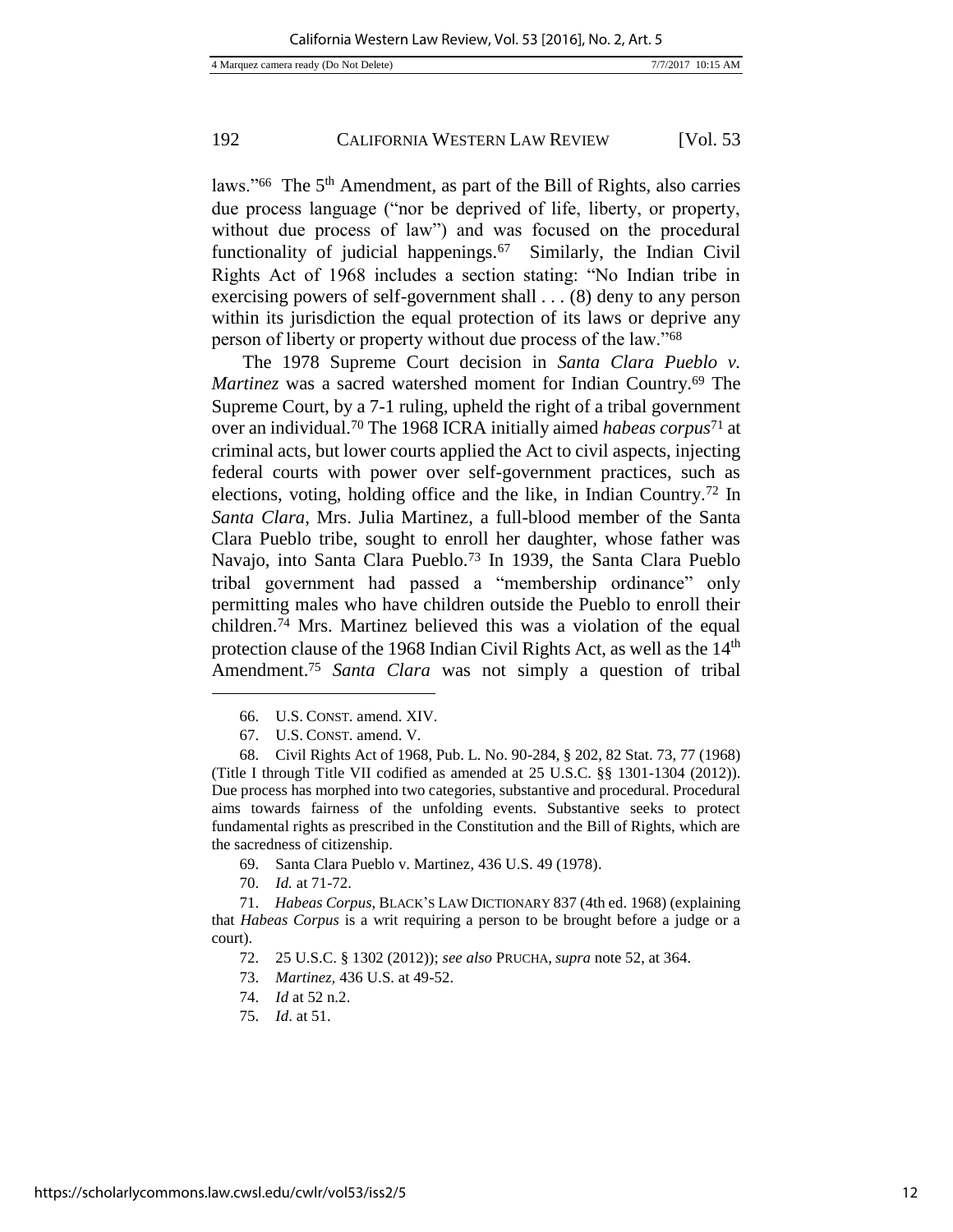laws."[66] The 5th Amendment, as part of the Bill of Rights, also carries due process language ("nor be deprived of life, liberty, or property, without due process of law") and was focused on the procedural functionality of judicial happenings.[67] Similarly, the Indian Civil Rights Act of 1968 includes a section stating: "No Indian tribe in exercising powers of self-government shall . . . (8) deny to any person within its jurisdiction the equal protection of its laws or deprive any person of liberty or property without due process of the law."[68]

The 1978 Supreme Court decision in *Santa Clara Pueblo v. Martinez* was a sacred watershed moment for Indian Country.[69] The Supreme Court, by a 7-1 ruling, upheld the right of a tribal government over an individual.[70] The 1968 ICRA initially aimed *habeas corpus*[71] at criminal acts, but lower courts applied the Act to civil aspects, injecting federal courts with power over self-government practices, such as elections, voting, holding office and the like, in Indian Country.[72] In *Santa Clara*, Mrs. Julia Martinez, a full-blood member of the Santa Clara Pueblo tribe, sought to enroll her daughter, whose father was Navajo, into Santa Clara Pueblo.[73] In 1939, the Santa Clara Pueblo tribal government had passed a "membership ordinance" only permitting males who have children outside the Pueblo to enroll their children.[74] Mrs. Martinez believed this was a violation of the equal protection clause of the 1968 Indian Civil Rights Act, as well as the 14th Amendment.[75] *Santa Clara* was not simply a question of tribal

---

66. U.S. CONST. amend. XIV.

67. U.S. CONST. amend. V.

68. Civil Rights Act of 1968, Pub. L. No. 90-284, § 202, 82 Stat. 73, 77 (1968) (Title I through Title VII codified as amended at 25 U.S.C. §§ 1301-1304 (2012)). Due process has morphed into two categories, substantive and procedural. Procedural aims towards fairness of the unfolding events. Substantive seeks to protect fundamental rights as prescribed in the Constitution and the Bill of Rights, which are the sacredness of citizenship.

69. Santa Clara Pueblo v. Martinez, 436 U.S. 49 (1978).

70. *Id.* at 71-72.

71. *Habeas Corpus*, BLACK'S LAW DICTIONARY 837 (4th ed. 1968) (explaining that *Habeas Corpus* is a writ requiring a person to be brought before a judge or a court).

72. 25 U.S.C. § 1302 (2012)); *see also* PRUCHA, *supra* note 52, at 364.

73. *Martinez*, 436 U.S. at 49-52.

74. *Id* at 52 n.2.

75. *Id*. at 51.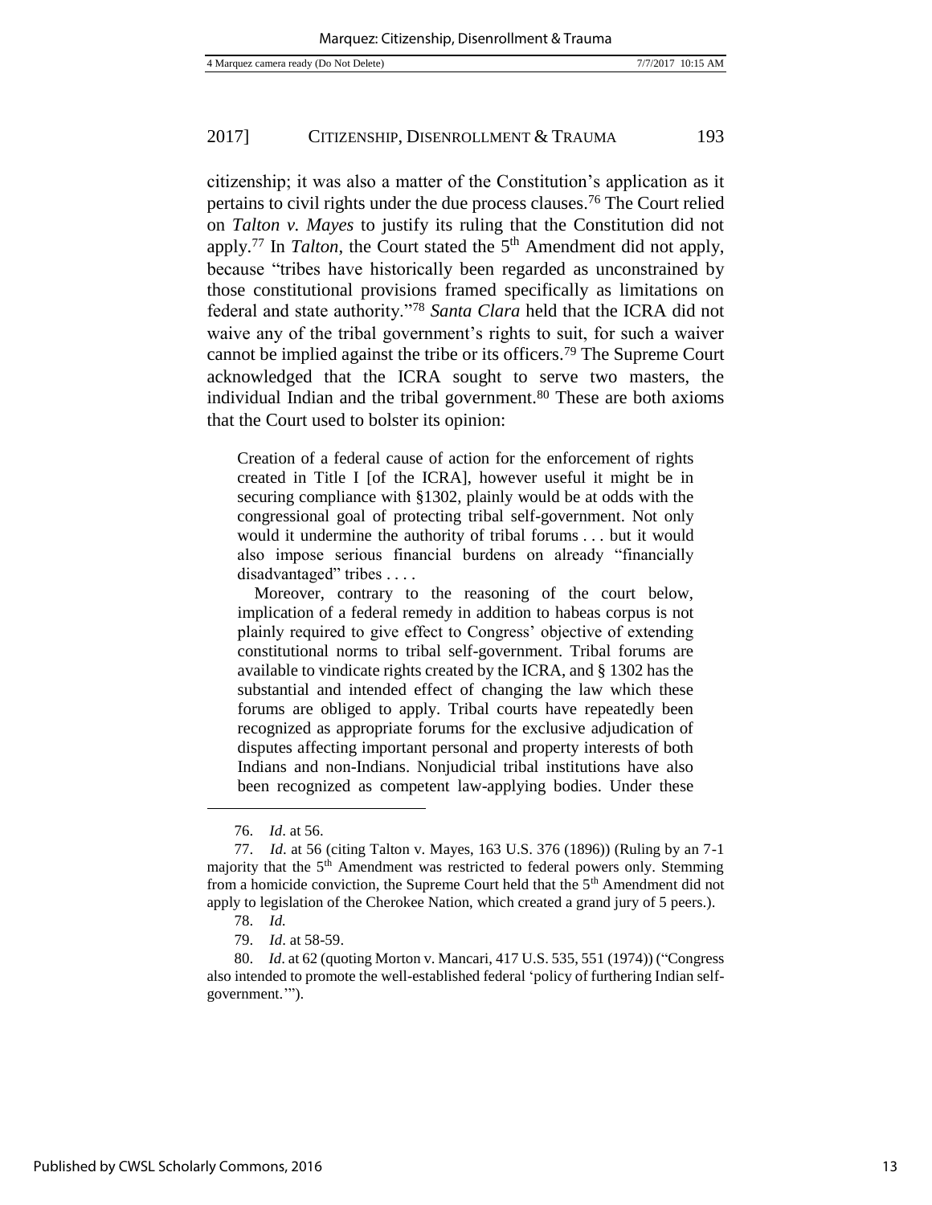citizenship; it was also a matter of the Constitution's application as it pertains to civil rights under the due process clauses.[76] The Court relied on *Talton v. Mayes* to justify its ruling that the Constitution did not apply.[77] In *Talton*, the Court stated the 5th Amendment did not apply, because "tribes have historically been regarded as unconstrained by those constitutional provisions framed specifically as limitations on federal and state authority."[78] *Santa Clara* held that the ICRA did not waive any of the tribal government's rights to suit, for such a waiver cannot be implied against the tribe or its officers.[79] The Supreme Court acknowledged that the ICRA sought to serve two masters, the individual Indian and the tribal government.[80] These are both axioms that the Court used to bolster its opinion:

> Creation of a federal cause of action for the enforcement of rights created in Title I [of the ICRA], however useful it might be in securing compliance with §1302, plainly would be at odds with the congressional goal of protecting tribal self-government. Not only would it undermine the authority of tribal forums . . . but it would also impose serious financial burdens on already "financially disadvantaged" tribes . . . .
>
> Moreover, contrary to the reasoning of the court below, implication of a federal remedy in addition to habeas corpus is not plainly required to give effect to Congress' objective of extending constitutional norms to tribal self-government. Tribal forums are available to vindicate rights created by the ICRA, and § 1302 has the substantial and intended effect of changing the law which these forums are obliged to apply. Tribal courts have repeatedly been recognized as appropriate forums for the exclusive adjudication of disputes affecting important personal and property interests of both Indians and non-Indians. Nonjudicial tribal institutions have also been recognized as competent law-applying bodies. Under these

---

76. *Id*. at 56.

77. *Id*. at 56 (citing Talton v. Mayes, 163 U.S. 376 (1896)) (Ruling by an 7-1 majority that the 5th Amendment was restricted to federal powers only. Stemming from a homicide conviction, the Supreme Court held that the 5th Amendment did not apply to legislation of the Cherokee Nation, which created a grand jury of 5 peers.).

78. *Id.*

79. *Id*. at 58-59.

80. *Id*. at 62 (quoting Morton v. Mancari, 417 U.S. 535, 551 (1974)) ("Congress also intended to promote the well-established federal 'policy of furthering Indian self-government.'").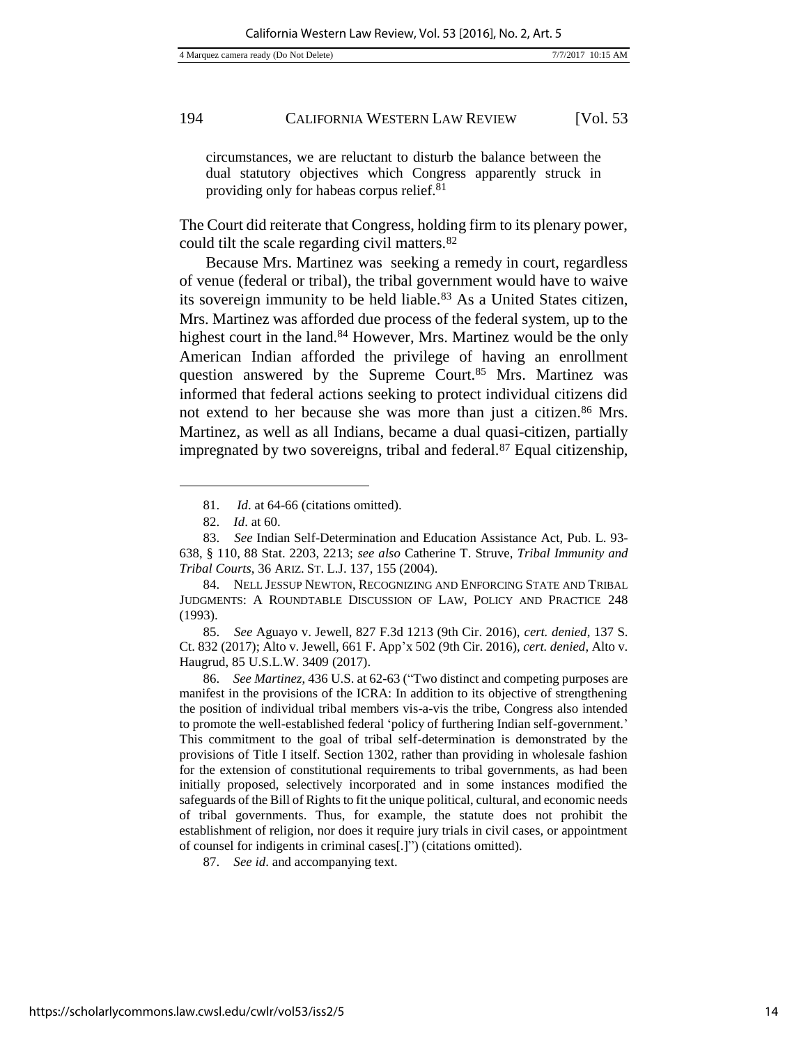circumstances, we are reluctant to disturb the balance between the dual statutory objectives which Congress apparently struck in providing only for habeas corpus relief.[81]

The Court did reiterate that Congress, holding firm to its plenary power, could tilt the scale regarding civil matters.[82]

Because Mrs. Martinez was seeking a remedy in court, regardless of venue (federal or tribal), the tribal government would have to waive its sovereign immunity to be held liable.[83] As a United States citizen, Mrs. Martinez was afforded due process of the federal system, up to the highest court in the land.[84] However, Mrs. Martinez would be the only American Indian afforded the privilege of having an enrollment question answered by the Supreme Court.[85] Mrs. Martinez was informed that federal actions seeking to protect individual citizens did not extend to her because she was more than just a citizen.[86] Mrs. Martinez, as well as all Indians, became a dual quasi-citizen, partially impregnated by two sovereigns, tribal and federal.[87] Equal citizenship,

---

81. *Id*. at 64-66 (citations omitted).

82. *Id*. at 60.

83. *See* Indian Self-Determination and Education Assistance Act, Pub. L. 93-638, § 110, 88 Stat. 2203, 2213; *see also* Catherine T. Struve, *Tribal Immunity and Tribal Courts*, 36 ARIZ. ST. L.J. 137, 155 (2004).

84. NELL JESSUP NEWTON, RECOGNIZING AND ENFORCING STATE AND TRIBAL JUDGMENTS: A ROUNDTABLE DISCUSSION OF LAW, POLICY AND PRACTICE 248 (1993).

85. *See* Aguayo v. Jewell, 827 F.3d 1213 (9th Cir. 2016), *cert. denied*, 137 S. Ct. 832 (2017); Alto v. Jewell, 661 F. App'x 502 (9th Cir. 2016), *cert. denied*, Alto v. Haugrud, 85 U.S.L.W. 3409 (2017).

86. *See Martinez*, 436 U.S. at 62-63 ("Two distinct and competing purposes are manifest in the provisions of the ICRA: In addition to its objective of strengthening the position of individual tribal members vis-a-vis the tribe, Congress also intended to promote the well-established federal 'policy of furthering Indian self-government.' This commitment to the goal of tribal self-determination is demonstrated by the provisions of Title I itself. Section 1302, rather than providing in wholesale fashion for the extension of constitutional requirements to tribal governments, as had been initially proposed, selectively incorporated and in some instances modified the safeguards of the Bill of Rights to fit the unique political, cultural, and economic needs of tribal governments. Thus, for example, the statute does not prohibit the establishment of religion, nor does it require jury trials in civil cases, or appointment of counsel for indigents in criminal cases[.]") (citations omitted).

87. *See id*. and accompanying text.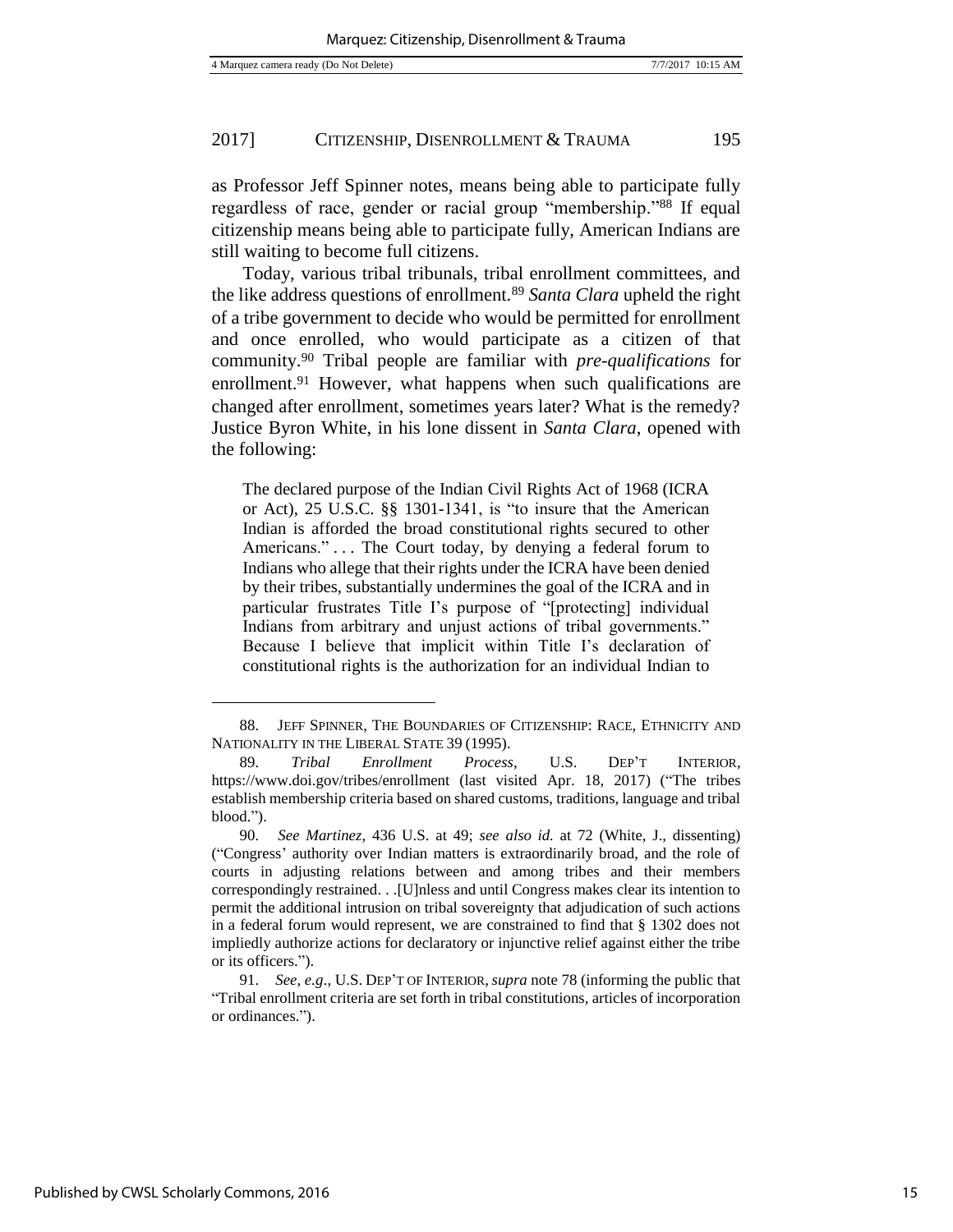as Professor Jeff Spinner notes, means being able to participate fully regardless of race, gender or racial group "membership."[88] If equal citizenship means being able to participate fully, American Indians are still waiting to become full citizens.

Today, various tribal tribunals, tribal enrollment committees, and the like address questions of enrollment.[89] *Santa Clara* upheld the right of a tribe government to decide who would be permitted for enrollment and once enrolled, who would participate as a citizen of that community.[90] Tribal people are familiar with *pre-qualifications* for enrollment.[91] However, what happens when such qualifications are changed after enrollment, sometimes years later? What is the remedy? Justice Byron White, in his lone dissent in *Santa Clara*, opened with the following:

> The declared purpose of the Indian Civil Rights Act of 1968 (ICRA or Act), 25 U.S.C. §§ 1301-1341, is "to insure that the American Indian is afforded the broad constitutional rights secured to other Americans." . . . The Court today, by denying a federal forum to Indians who allege that their rights under the ICRA have been denied by their tribes, substantially undermines the goal of the ICRA and in particular frustrates Title I's purpose of "[protecting] individual Indians from arbitrary and unjust actions of tribal governments." Because I believe that implicit within Title I's declaration of constitutional rights is the authorization for an individual Indian to

---

88. JEFF SPINNER, THE BOUNDARIES OF CITIZENSHIP: RACE, ETHNICITY AND NATIONALITY IN THE LIBERAL STATE 39 (1995).

89. *Tribal Enrollment Process*, U.S. DEP'T INTERIOR, https://www.doi.gov/tribes/enrollment (last visited Apr. 18, 2017) ("The tribes establish membership criteria based on shared customs, traditions, language and tribal blood.").

90. *See Martinez*, 436 U.S. at 49; *see also id.* at 72 (White, J., dissenting) ("Congress' authority over Indian matters is extraordinarily broad, and the role of courts in adjusting relations between and among tribes and their members correspondingly restrained. . .[U]nless and until Congress makes clear its intention to permit the additional intrusion on tribal sovereignty that adjudication of such actions in a federal forum would represent, we are constrained to find that § 1302 does not impliedly authorize actions for declaratory or injunctive relief against either the tribe or its officers.").

91. *See, e.g.*, U.S. DEP'T OF INTERIOR, *supra* note 78 (informing the public that "Tribal enrollment criteria are set forth in tribal constitutions, articles of incorporation or ordinances.").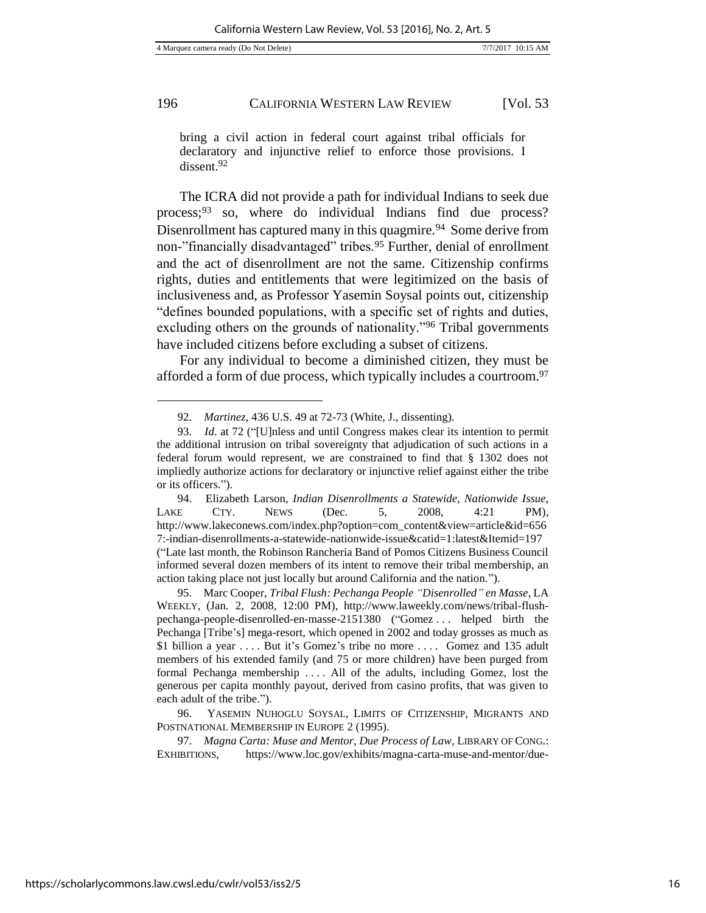bring a civil action in federal court against tribal officials for declaratory and injunctive relief to enforce those provisions. I dissent.[92]

The ICRA did not provide a path for individual Indians to seek due process;[93] so, where do individual Indians find due process? Disenrollment has captured many in this quagmire.[94] Some derive from non-"financially disadvantaged" tribes.[95] Further, denial of enrollment and the act of disenrollment are not the same. Citizenship confirms rights, duties and entitlements that were legitimized on the basis of inclusiveness and, as Professor Yasemin Soysal points out, citizenship "defines bounded populations, with a specific set of rights and duties, excluding others on the grounds of nationality."[96] Tribal governments have included citizens before excluding a subset of citizens.

For any individual to become a diminished citizen, they must be afforded a form of due process, which typically includes a courtroom.[97]

---

92. *Martinez*, 436 U.S. 49 at 72-73 (White, J., dissenting).

93. *Id*. at 72 ("[U]nless and until Congress makes clear its intention to permit the additional intrusion on tribal sovereignty that adjudication of such actions in a federal forum would represent, we are constrained to find that § 1302 does not impliedly authorize actions for declaratory or injunctive relief against either the tribe or its officers.").

94. Elizabeth Larson, *Indian Disenrollments a Statewide, Nationwide Issue*, LAKE CTY. NEWS (Dec. 5, 2008, 4:21 PM), http://www.lakeconews.com/index.php?option=com_content&view=article&id=6567:-indian-disenrollments-a-statewide-nationwide-issue&catid=1:latest&Itemid=197 ("Late last month, the Robinson Rancheria Band of Pomos Citizens Business Council informed several dozen members of its intent to remove their tribal membership, an action taking place not just locally but around California and the nation.").

95. Marc Cooper, *Tribal Flush: Pechanga People "Disenrolled" en Masse*, LA WEEKLY, (Jan. 2, 2008, 12:00 PM), http://www.laweekly.com/news/tribal-flush-pechanga-people-disenrolled-en-masse-2151380 ("Gomez . . . helped birth the Pechanga [Tribe's] mega-resort, which opened in 2002 and today grosses as much as $1 billion a year . . . . But it's Gomez's tribe no more . . . . Gomez and 135 adult members of his extended family (and 75 or more children) have been purged from formal Pechanga membership . . . . All of the adults, including Gomez, lost the generous per capita monthly payout, derived from casino profits, that was given to each adult of the tribe.").

96. YASEMIN NUHOGLU SOYSAL, LIMITS OF CITIZENSHIP, MIGRANTS AND POSTNATIONAL MEMBERSHIP IN EUROPE 2 (1995).

97. *Magna Carta: Muse and Mentor, Due Process of Law*, LIBRARY OF CONG.: EXHIBITIONS, https://www.loc.gov/exhibits/magna-carta-muse-and-mentor/due-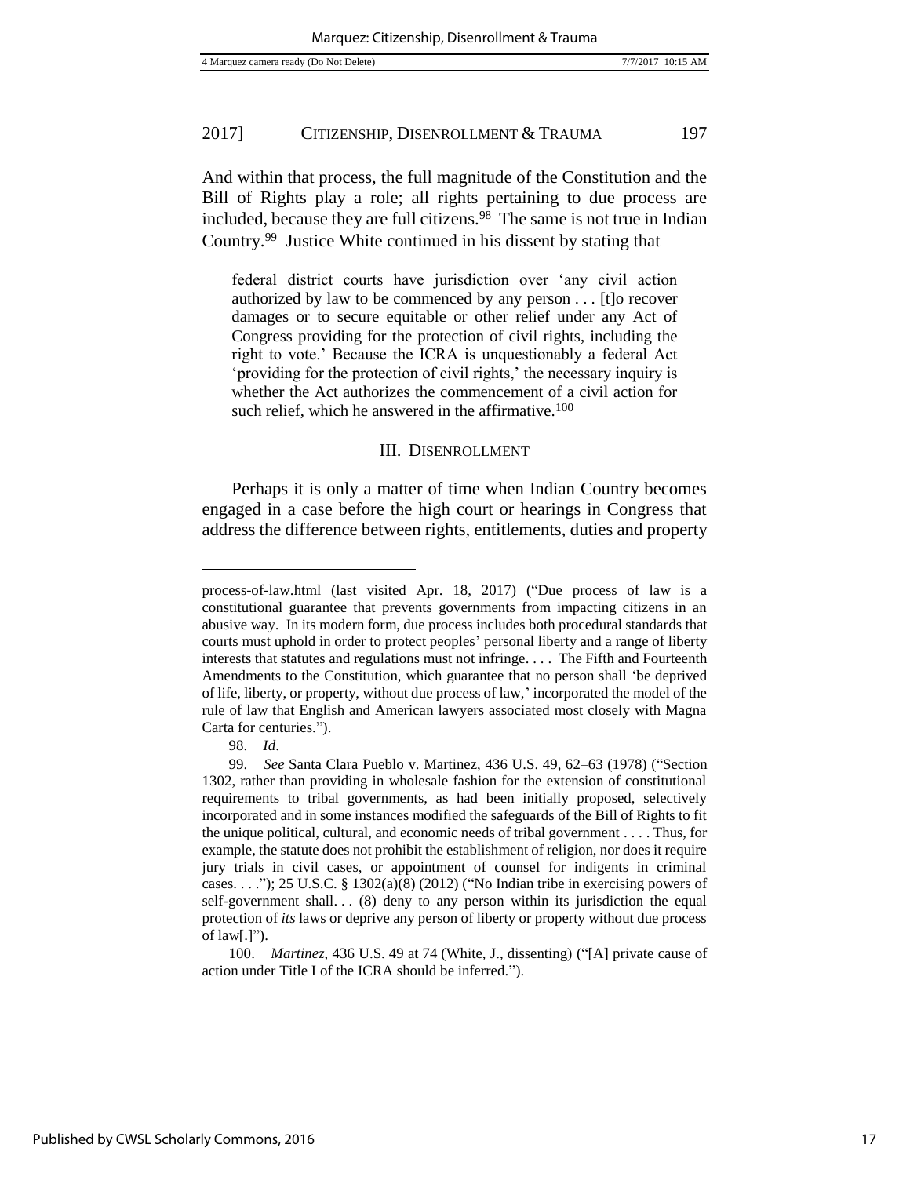And within that process, the full magnitude of the Constitution and the Bill of Rights play a role; all rights pertaining to due process are included, because they are full citizens.[98] The same is not true in Indian Country.[99] Justice White continued in his dissent by stating that

> federal district courts have jurisdiction over 'any civil action authorized by law to be commenced by any person . . . [t]o recover damages or to secure equitable or other relief under any Act of Congress providing for the protection of civil rights, including the right to vote.' Because the ICRA is unquestionably a federal Act 'providing for the protection of civil rights,' the necessary inquiry is whether the Act authorizes the commencement of a civil action for such relief, which he answered in the affirmative.[100]

## III. DISENROLLMENT

Perhaps it is only a matter of time when Indian Country becomes engaged in a case before the high court or hearings in Congress that address the difference between rights, entitlements, duties and property

---

process-of-law.html (last visited Apr. 18, 2017) ("Due process of law is a constitutional guarantee that prevents governments from impacting citizens in an abusive way. In its modern form, due process includes both procedural standards that courts must uphold in order to protect peoples' personal liberty and a range of liberty interests that statutes and regulations must not infringe. . . . The Fifth and Fourteenth Amendments to the Constitution, which guarantee that no person shall 'be deprived of life, liberty, or property, without due process of law,' incorporated the model of the rule of law that English and American lawyers associated most closely with Magna Carta for centuries.").

98. *Id*.

99. *See* Santa Clara Pueblo v. Martinez, 436 U.S. 49, 62–63 (1978) ("Section 1302, rather than providing in wholesale fashion for the extension of constitutional requirements to tribal governments, as had been initially proposed, selectively incorporated and in some instances modified the safeguards of the Bill of Rights to fit the unique political, cultural, and economic needs of tribal government . . . . Thus, for example, the statute does not prohibit the establishment of religion, nor does it require jury trials in civil cases, or appointment of counsel for indigents in criminal cases. . . ."); 25 U.S.C. § 1302(a)(8) (2012) ("No Indian tribe in exercising powers of self-government shall. . . (8) deny to any person within its jurisdiction the equal protection of *its* laws or deprive any person of liberty or property without due process of law[.]").

100. *Martinez*, 436 U.S. 49 at 74 (White, J., dissenting) ("[A] private cause of action under Title I of the ICRA should be inferred.").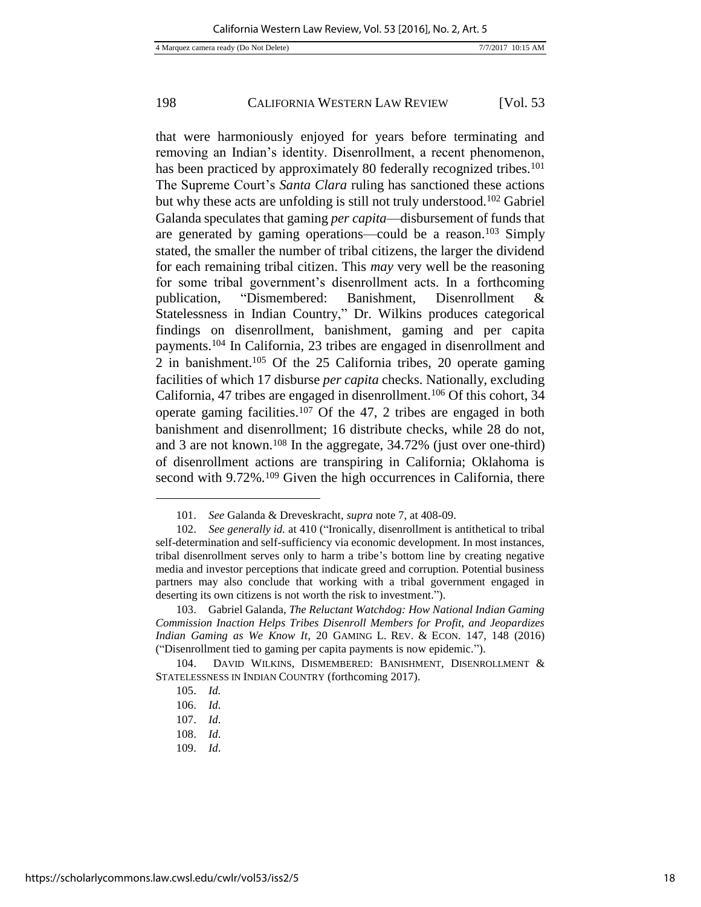that were harmoniously enjoyed for years before terminating and removing an Indian's identity. Disenrollment, a recent phenomenon, has been practiced by approximately 80 federally recognized tribes.[101] The Supreme Court's *Santa Clara* ruling has sanctioned these actions but why these acts are unfolding is still not truly understood.[102] Gabriel Galanda speculates that gaming *per capita*—disbursement of funds that are generated by gaming operations—could be a reason.[103] Simply stated, the smaller the number of tribal citizens, the larger the dividend for each remaining tribal citizen. This *may* very well be the reasoning for some tribal government's disenrollment acts. In a forthcoming publication, "Dismembered: Banishment, Disenrollment & Statelessness in Indian Country," Dr. Wilkins produces categorical findings on disenrollment, banishment, gaming and per capita payments.[104] In California, 23 tribes are engaged in disenrollment and 2 in banishment.[105] Of the 25 California tribes, 20 operate gaming facilities of which 17 disburse *per capita* checks. Nationally, excluding California, 47 tribes are engaged in disenrollment.[106] Of this cohort, 34 operate gaming facilities.[107] Of the 47, 2 tribes are engaged in both banishment and disenrollment; 16 distribute checks, while 28 do not, and 3 are not known.[108] In the aggregate, 34.72% (just over one-third) of disenrollment actions are transpiring in California; Oklahoma is second with 9.72%.[109] Given the high occurrences in California, there

---

101. *See* Galanda & Dreveskracht, *supra* note 7, at 408-09.

102. *See generally id.* at 410 ("Ironically, disenrollment is antithetical to tribal self-determination and self-sufficiency via economic development. In most instances, tribal disenrollment serves only to harm a tribe's bottom line by creating negative media and investor perceptions that indicate greed and corruption. Potential business partners may also conclude that working with a tribal government engaged in deserting its own citizens is not worth the risk to investment.").

103. Gabriel Galanda, *The Reluctant Watchdog: How National Indian Gaming Commission Inaction Helps Tribes Disenroll Members for Profit, and Jeopardizes Indian Gaming as We Know It*, 20 GAMING L. REV. & ECON. 147, 148 (2016) ("Disenrollment tied to gaming per capita payments is now epidemic.").

104. DAVID WILKINS, DISMEMBERED: BANISHMENT, DISENROLLMENT & STATELESSNESS IN INDIAN COUNTRY (forthcoming 2017).

105. *Id.*

106. *Id.*

107. *Id.*

108. *Id.*

109. *Id.*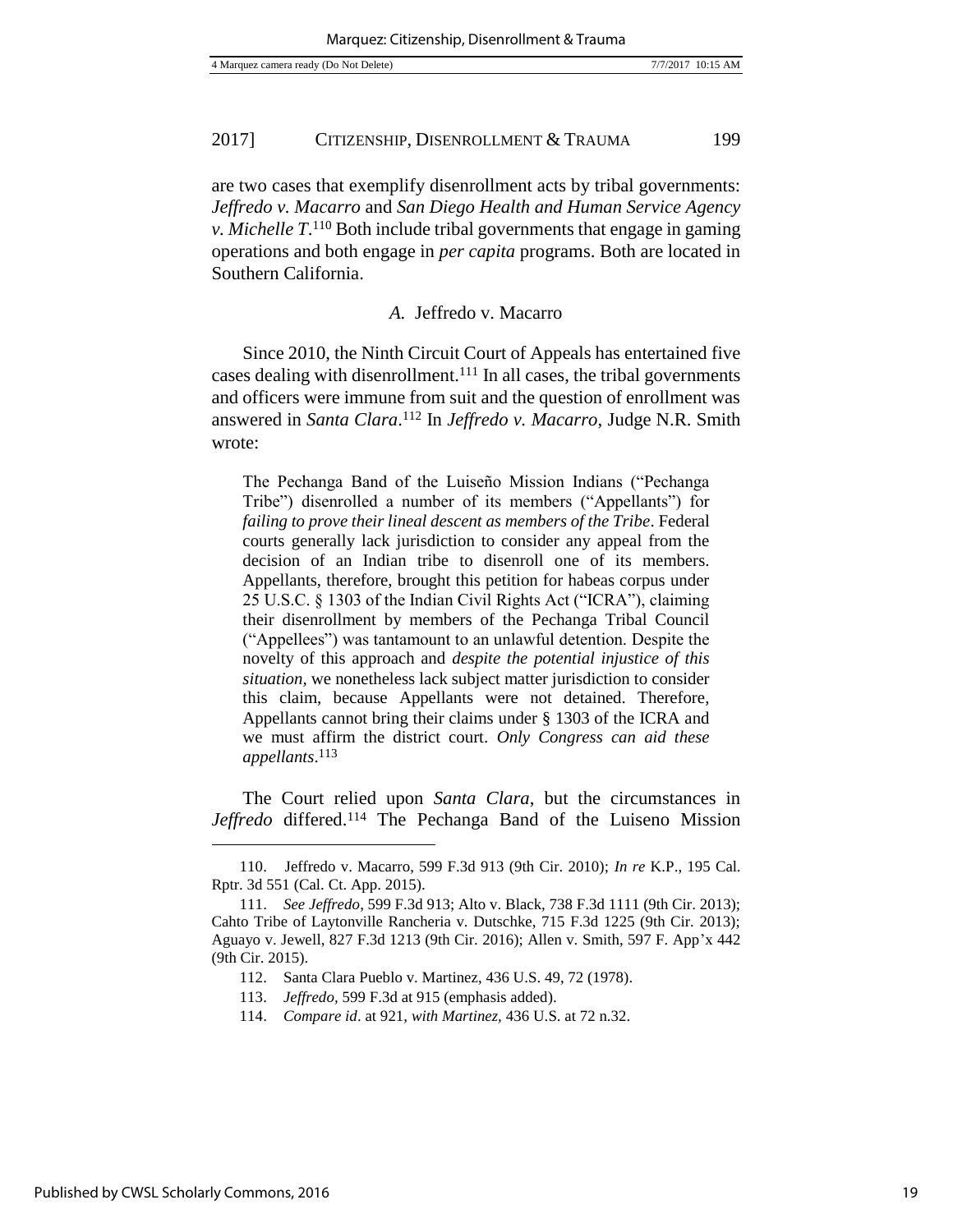are two cases that exemplify disenrollment acts by tribal governments: *Jeffredo v. Macarro* and *San Diego Health and Human Service Agency v. Michelle T*.[110] Both include tribal governments that engage in gaming operations and both engage in *per capita* programs. Both are located in Southern California.

### *A.* Jeffredo v. Macarro

Since 2010, the Ninth Circuit Court of Appeals has entertained five cases dealing with disenrollment.[111] In all cases, the tribal governments and officers were immune from suit and the question of enrollment was answered in *Santa Clara*.[112] In *Jeffredo v. Macarro*, Judge N.R. Smith wrote:

> The Pechanga Band of the Luiseño Mission Indians ("Pechanga Tribe") disenrolled a number of its members ("Appellants") for *failing to prove their lineal descent as members of the Tribe*. Federal courts generally lack jurisdiction to consider any appeal from the decision of an Indian tribe to disenroll one of its members. Appellants, therefore, brought this petition for habeas corpus under 25 U.S.C. § 1303 of the Indian Civil Rights Act ("ICRA"), claiming their disenrollment by members of the Pechanga Tribal Council ("Appellees") was tantamount to an unlawful detention. Despite the novelty of this approach and *despite the potential injustice of this situation*, we nonetheless lack subject matter jurisdiction to consider this claim, because Appellants were not detained. Therefore, Appellants cannot bring their claims under § 1303 of the ICRA and we must affirm the district court. *Only Congress can aid these appellants*.[113]

The Court relied upon *Santa Clara*, but the circumstances in *Jeffredo* differed.[114] The Pechanga Band of the Luiseno Mission

---

110. Jeffredo v. Macarro, 599 F.3d 913 (9th Cir. 2010); *In re* K.P., 195 Cal. Rptr. 3d 551 (Cal. Ct. App. 2015).

111. *See Jeffredo*, 599 F.3d 913; Alto v. Black, 738 F.3d 1111 (9th Cir. 2013); Cahto Tribe of Laytonville Rancheria v. Dutschke, 715 F.3d 1225 (9th Cir. 2013); Aguayo v. Jewell, 827 F.3d 1213 (9th Cir. 2016); Allen v. Smith, 597 F. App'x 442 (9th Cir. 2015).

112. Santa Clara Pueblo v. Martinez, 436 U.S. 49, 72 (1978).

113. *Jeffredo*, 599 F.3d at 915 (emphasis added).

114. *Compare id*. at 921, *with Martinez*, 436 U.S. at 72 n.32.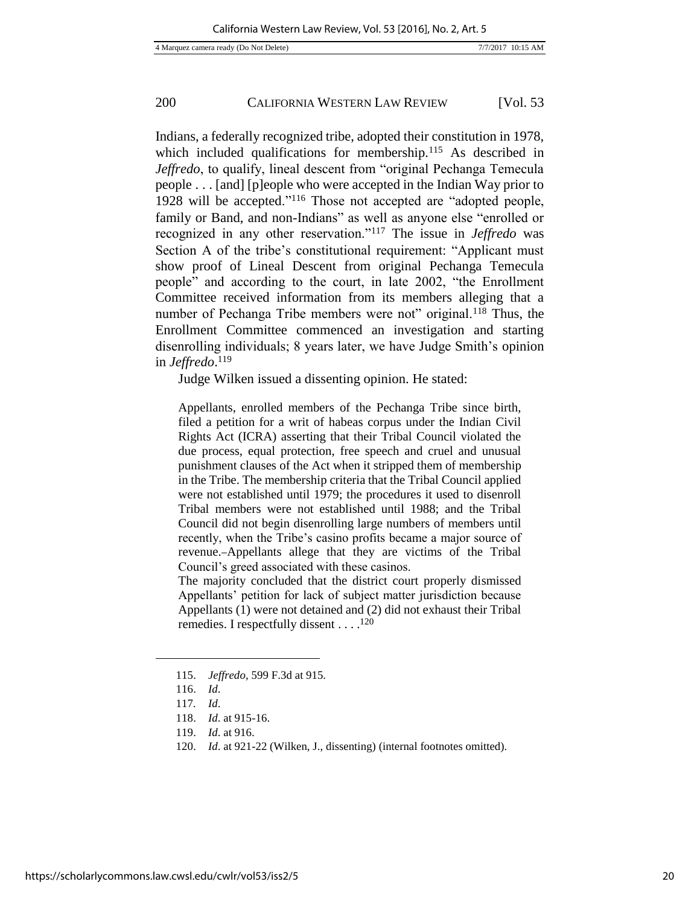Indians, a federally recognized tribe, adopted their constitution in 1978, which included qualifications for membership.[115] As described in *Jeffredo*, to qualify, lineal descent from "original Pechanga Temecula people . . . [and] [p]eople who were accepted in the Indian Way prior to 1928 will be accepted."[116] Those not accepted are "adopted people, family or Band, and non-Indians" as well as anyone else "enrolled or recognized in any other reservation."[117] The issue in *Jeffredo* was Section A of the tribe's constitutional requirement: "Applicant must show proof of Lineal Descent from original Pechanga Temecula people" and according to the court, in late 2002, "the Enrollment Committee received information from its members alleging that a number of Pechanga Tribe members were not" original.[118] Thus, the Enrollment Committee commenced an investigation and starting disenrolling individuals; 8 years later, we have Judge Smith's opinion in *Jeffredo*.[119]

Judge Wilken issued a dissenting opinion. He stated:

> Appellants, enrolled members of the Pechanga Tribe since birth, filed a petition for a writ of habeas corpus under the Indian Civil Rights Act (ICRA) asserting that their Tribal Council violated the due process, equal protection, free speech and cruel and unusual punishment clauses of the Act when it stripped them of membership in the Tribe. The membership criteria that the Tribal Council applied were not established until 1979; the procedures it used to disenroll Tribal members were not established until 1988; and the Tribal Council did not begin disenrolling large numbers of members until recently, when the Tribe's casino profits became a major source of revenue.–Appellants allege that they are victims of the Tribal Council's greed associated with these casinos.
>
> The majority concluded that the district court properly dismissed Appellants' petition for lack of subject matter jurisdiction because Appellants (1) were not detained and (2) did not exhaust their Tribal remedies. I respectfully dissent . . . .[120]

---

115. *Jeffredo*, 599 F.3d at 915.

116. *Id*.

117. *Id*.

118. *Id*. at 915-16.

119. *Id*. at 916.

120. *Id*. at 921-22 (Wilken, J., dissenting) (internal footnotes omitted).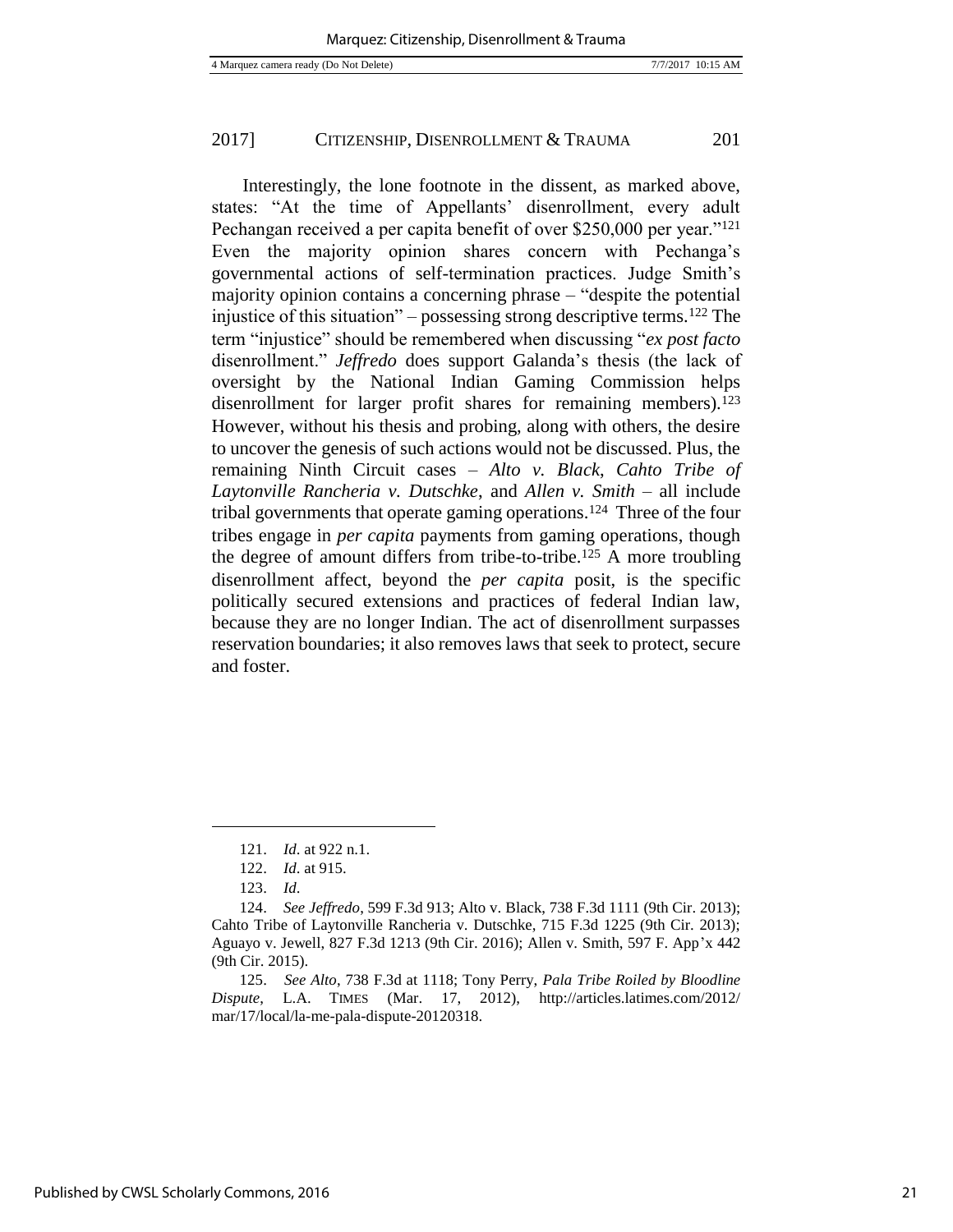Interestingly, the lone footnote in the dissent, as marked above, states: "At the time of Appellants' disenrollment, every adult Pechangan received a per capita benefit of over $250,000 per year."[121] Even the majority opinion shares concern with Pechanga's governmental actions of self-termination practices. Judge Smith's majority opinion contains a concerning phrase – "despite the potential injustice of this situation" – possessing strong descriptive terms.[122] The term "injustice" should be remembered when discussing "*ex post facto* disenrollment." *Jeffredo* does support Galanda's thesis (the lack of oversight by the National Indian Gaming Commission helps disenrollment for larger profit shares for remaining members).[123] However, without his thesis and probing, along with others, the desire to uncover the genesis of such actions would not be discussed. Plus, the remaining Ninth Circuit cases – *Alto v. Black*, *Cahto Tribe of Laytonville Rancheria v. Dutschke*, and *Allen v. Smith* – all include tribal governments that operate gaming operations.[124] Three of the four tribes engage in *per capita* payments from gaming operations, though the degree of amount differs from tribe-to-tribe.[125] A more troubling disenrollment affect, beyond the *per capita* posit, is the specific politically secured extensions and practices of federal Indian law, because they are no longer Indian. The act of disenrollment surpasses reservation boundaries; it also removes laws that seek to protect, secure and foster.

---

121. *Id.* at 922 n.1.

122. *Id.* at 915.

123. *Id.*

124. *See Jeffredo*, 599 F.3d 913; Alto v. Black, 738 F.3d 1111 (9th Cir. 2013); Cahto Tribe of Laytonville Rancheria v. Dutschke, 715 F.3d 1225 (9th Cir. 2013); Aguayo v. Jewell, 827 F.3d 1213 (9th Cir. 2016); Allen v. Smith, 597 F. App'x 442 (9th Cir. 2015).

125. *See Alto*, 738 F.3d at 1118; Tony Perry, *Pala Tribe Roiled by Bloodline Dispute*, L.A. TIMES (Mar. 17, 2012), http://articles.latimes.com/2012/mar/17/local/la-me-pala-dispute-20120318.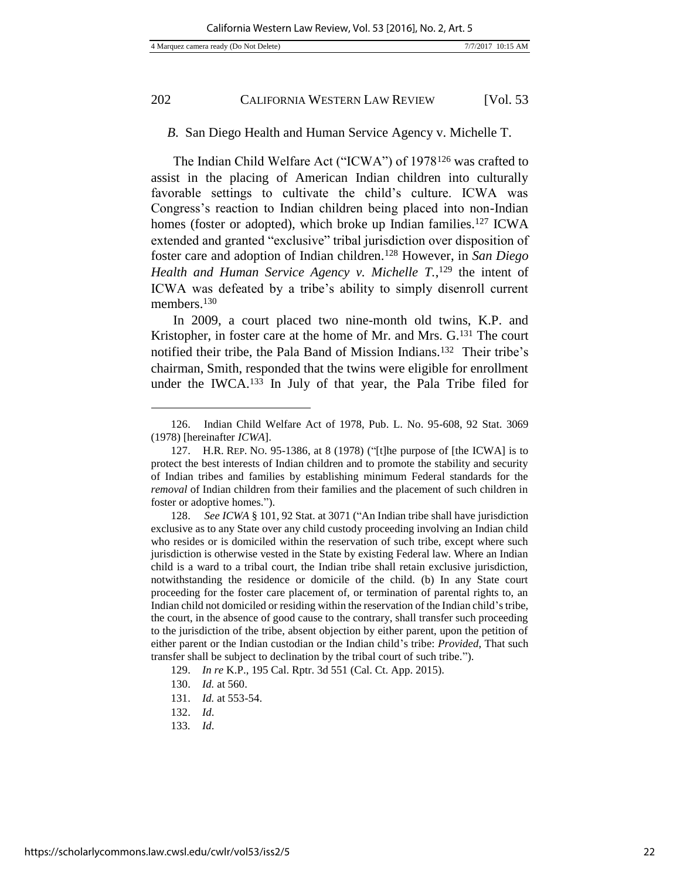### *B.* San Diego Health and Human Service Agency v. Michelle T.

The Indian Child Welfare Act ("ICWA") of 1978[126] was crafted to assist in the placing of American Indian children into culturally favorable settings to cultivate the child's culture. ICWA was Congress's reaction to Indian children being placed into non-Indian homes (foster or adopted), which broke up Indian families.[127] ICWA extended and granted "exclusive" tribal jurisdiction over disposition of foster care and adoption of Indian children.[128] However, in *San Diego Health and Human Service Agency v. Michelle T.*,[129] the intent of ICWA was defeated by a tribe's ability to simply disenroll current members.[130]

In 2009, a court placed two nine-month old twins, K.P. and Kristopher, in foster care at the home of Mr. and Mrs. G.[131] The court notified their tribe, the Pala Band of Mission Indians.[132] Their tribe's chairman, Smith, responded that the twins were eligible for enrollment under the IWCA.[133] In July of that year, the Pala Tribe filed for

---

126. Indian Child Welfare Act of 1978, Pub. L. No. 95-608, 92 Stat. 3069 (1978) [hereinafter *ICWA*].

127. H.R. REP. NO. 95-1386, at 8 (1978) ("[t]he purpose of [the ICWA] is to protect the best interests of Indian children and to promote the stability and security of Indian tribes and families by establishing minimum Federal standards for the *removal* of Indian children from their families and the placement of such children in foster or adoptive homes.").

128. *See ICWA* § 101, 92 Stat. at 3071 ("An Indian tribe shall have jurisdiction exclusive as to any State over any child custody proceeding involving an Indian child who resides or is domiciled within the reservation of such tribe, except where such jurisdiction is otherwise vested in the State by existing Federal law. Where an Indian child is a ward to a tribal court, the Indian tribe shall retain exclusive jurisdiction, notwithstanding the residence or domicile of the child. (b) In any State court proceeding for the foster care placement of, or termination of parental rights to, an Indian child not domiciled or residing within the reservation of the Indian child's tribe, the court, in the absence of good cause to the contrary, shall transfer such proceeding to the jurisdiction of the tribe, absent objection by either parent, upon the petition of either parent or the Indian custodian or the Indian child's tribe: *Provided*, That such transfer shall be subject to declination by the tribal court of such tribe.").

129. *In re* K.P., 195 Cal. Rptr. 3d 551 (Cal. Ct. App. 2015).

130. *Id.* at 560.

131. *Id.* at 553-54.

132. *Id*.

133. *Id*.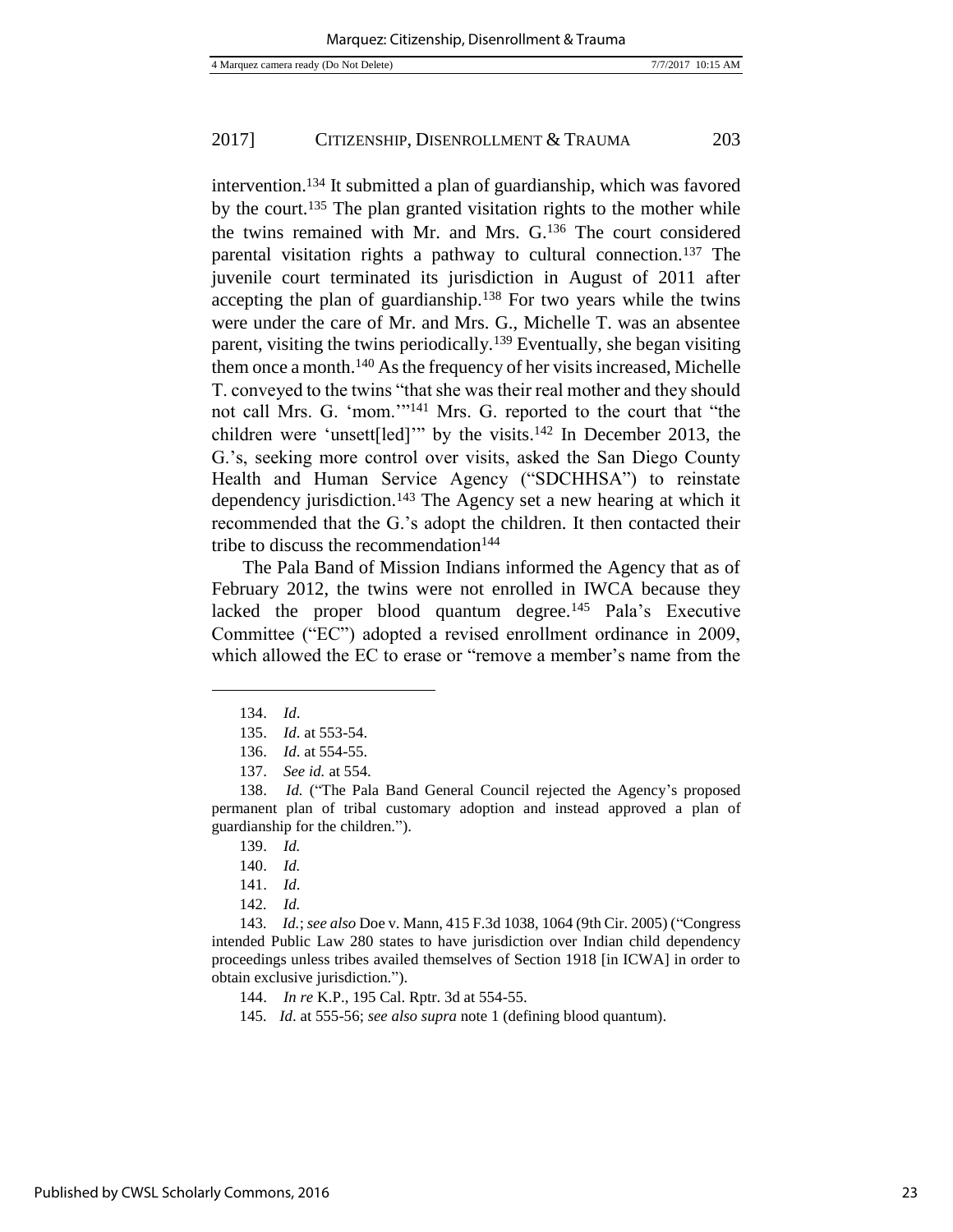intervention.[134] It submitted a plan of guardianship, which was favored by the court.[135] The plan granted visitation rights to the mother while the twins remained with Mr. and Mrs. G.[136] The court considered parental visitation rights a pathway to cultural connection.[137] The juvenile court terminated its jurisdiction in August of 2011 after accepting the plan of guardianship.[138] For two years while the twins were under the care of Mr. and Mrs. G., Michelle T. was an absentee parent, visiting the twins periodically.[139] Eventually, she began visiting them once a month.[140] As the frequency of her visits increased, Michelle T. conveyed to the twins "that she was their real mother and they should not call Mrs. G. 'mom.'"[141] Mrs. G. reported to the court that "the children were 'unsett[led]'" by the visits.[142] In December 2013, the G.'s, seeking more control over visits, asked the San Diego County Health and Human Service Agency ("SDCHHSA") to reinstate dependency jurisdiction.[143] The Agency set a new hearing at which it recommended that the G.'s adopt the children. It then contacted their tribe to discuss the recommendation[144]

The Pala Band of Mission Indians informed the Agency that as of February 2012, the twins were not enrolled in IWCA because they lacked the proper blood quantum degree.[145] Pala's Executive Committee ("EC") adopted a revised enrollment ordinance in 2009, which allowed the EC to erase or "remove a member's name from the

---

134. *Id*.

135. *Id*. at 553-54.

136. *Id*. at 554-55.

137. *See id.* at 554.

138. *Id.* ("The Pala Band General Council rejected the Agency's proposed permanent plan of tribal customary adoption and instead approved a plan of guardianship for the children.").

139. *Id.*

140. *Id.*

141. *Id*.

142. *Id.*

143. *Id.*; *see also* Doe v. Mann, 415 F.3d 1038, 1064 (9th Cir. 2005) ("Congress intended Public Law 280 states to have jurisdiction over Indian child dependency proceedings unless tribes availed themselves of Section 1918 [in ICWA] in order to obtain exclusive jurisdiction.").

144. *In re* K.P., 195 Cal. Rptr. 3d at 554-55.

145. *Id*. at 555-56; *see also supra* note 1 (defining blood quantum).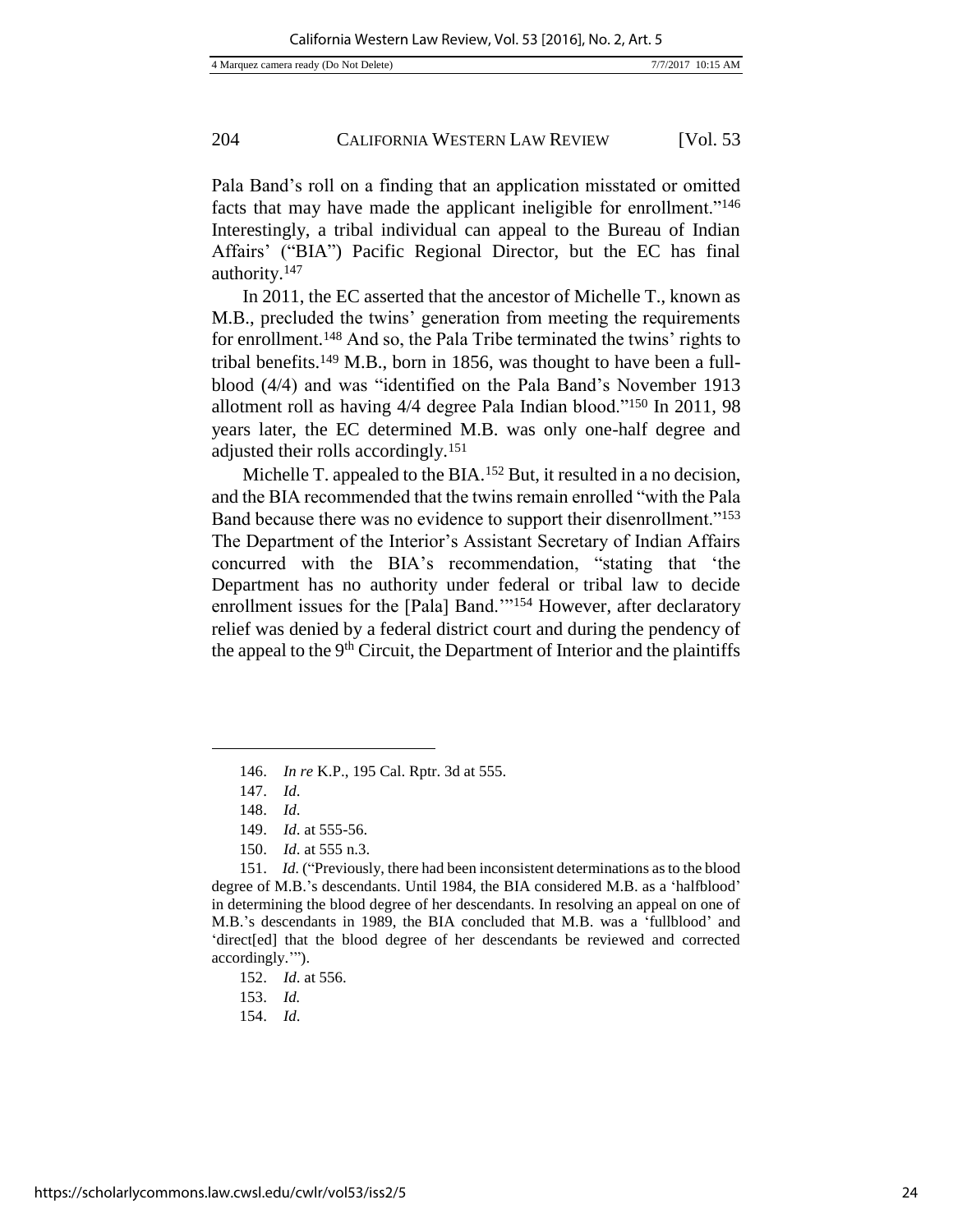Pala Band's roll on a finding that an application misstated or omitted facts that may have made the applicant ineligible for enrollment."[146] Interestingly, a tribal individual can appeal to the Bureau of Indian Affairs' ("BIA") Pacific Regional Director, but the EC has final authority.[147]

In 2011, the EC asserted that the ancestor of Michelle T., known as M.B., precluded the twins' generation from meeting the requirements for enrollment.[148] And so, the Pala Tribe terminated the twins' rights to tribal benefits.[149] M.B., born in 1856, was thought to have been a full-blood (4/4) and was "identified on the Pala Band's November 1913 allotment roll as having 4/4 degree Pala Indian blood."[150] In 2011, 98 years later, the EC determined M.B. was only one-half degree and adjusted their rolls accordingly.[151]

Michelle T. appealed to the BIA.[152] But, it resulted in a no decision, and the BIA recommended that the twins remain enrolled "with the Pala Band because there was no evidence to support their disenrollment."[153] The Department of the Interior's Assistant Secretary of Indian Affairs concurred with the BIA's recommendation, "stating that 'the Department has no authority under federal or tribal law to decide enrollment issues for the [Pala] Band.'"[154] However, after declaratory relief was denied by a federal district court and during the pendency of the appeal to the 9th Circuit, the Department of Interior and the plaintiffs

---

146. *In re* K.P., 195 Cal. Rptr. 3d at 555.

147. *Id*.

148. *Id*.

149. *Id*. at 555-56.

150. *Id*. at 555 n.3.

151. *Id*. ("Previously, there had been inconsistent determinations as to the blood degree of M.B.'s descendants. Until 1984, the BIA considered M.B. as a 'halfblood' in determining the blood degree of her descendants. In resolving an appeal on one of M.B.'s descendants in 1989, the BIA concluded that M.B. was a 'fullblood' and 'direct[ed] that the blood degree of her descendants be reviewed and corrected accordingly.'").

152. *Id*. at 556.

153. *Id.*

154. *Id*.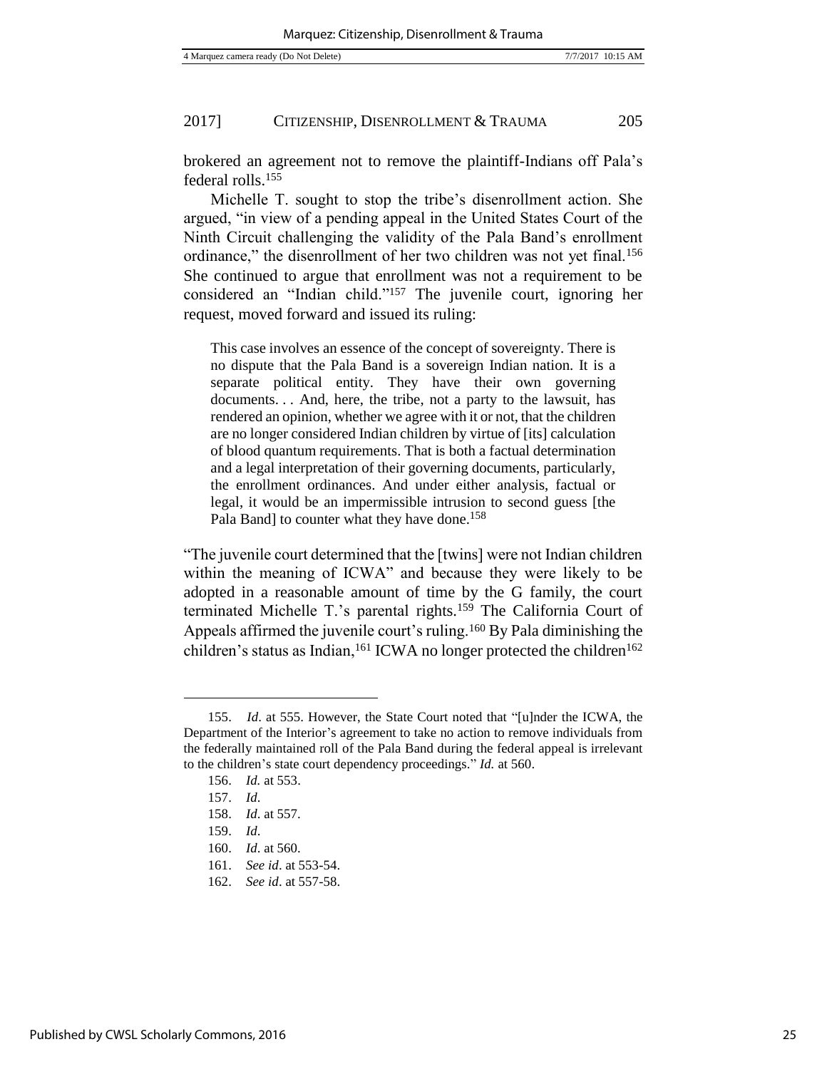brokered an agreement not to remove the plaintiff-Indians off Pala's federal rolls.[155]

Michelle T. sought to stop the tribe's disenrollment action. She argued, "in view of a pending appeal in the United States Court of the Ninth Circuit challenging the validity of the Pala Band's enrollment ordinance," the disenrollment of her two children was not yet final.[156] She continued to argue that enrollment was not a requirement to be considered an "Indian child."[157] The juvenile court, ignoring her request, moved forward and issued its ruling:

> This case involves an essence of the concept of sovereignty. There is no dispute that the Pala Band is a sovereign Indian nation. It is a separate political entity. They have their own governing documents. . . And, here, the tribe, not a party to the lawsuit, has rendered an opinion, whether we agree with it or not, that the children are no longer considered Indian children by virtue of [its] calculation of blood quantum requirements. That is both a factual determination and a legal interpretation of their governing documents, particularly, the enrollment ordinances. And under either analysis, factual or legal, it would be an impermissible intrusion to second guess [the Pala Band] to counter what they have done.[158]

"The juvenile court determined that the [twins] were not Indian children within the meaning of ICWA" and because they were likely to be adopted in a reasonable amount of time by the G family, the court terminated Michelle T.'s parental rights.[159] The California Court of Appeals affirmed the juvenile court's ruling.[160] By Pala diminishing the children's status as Indian,[161] ICWA no longer protected the children[162]

---

155. *Id*. at 555. However, the State Court noted that "[u]nder the ICWA, the Department of the Interior's agreement to take no action to remove individuals from the federally maintained roll of the Pala Band during the federal appeal is irrelevant to the children's state court dependency proceedings." *Id.* at 560.

156. *Id.* at 553.

157. *Id*.

158. *Id*. at 557.

159. *Id*.

160. *Id*. at 560.

161. *See id*. at 553-54.

162. *See id*. at 557-58.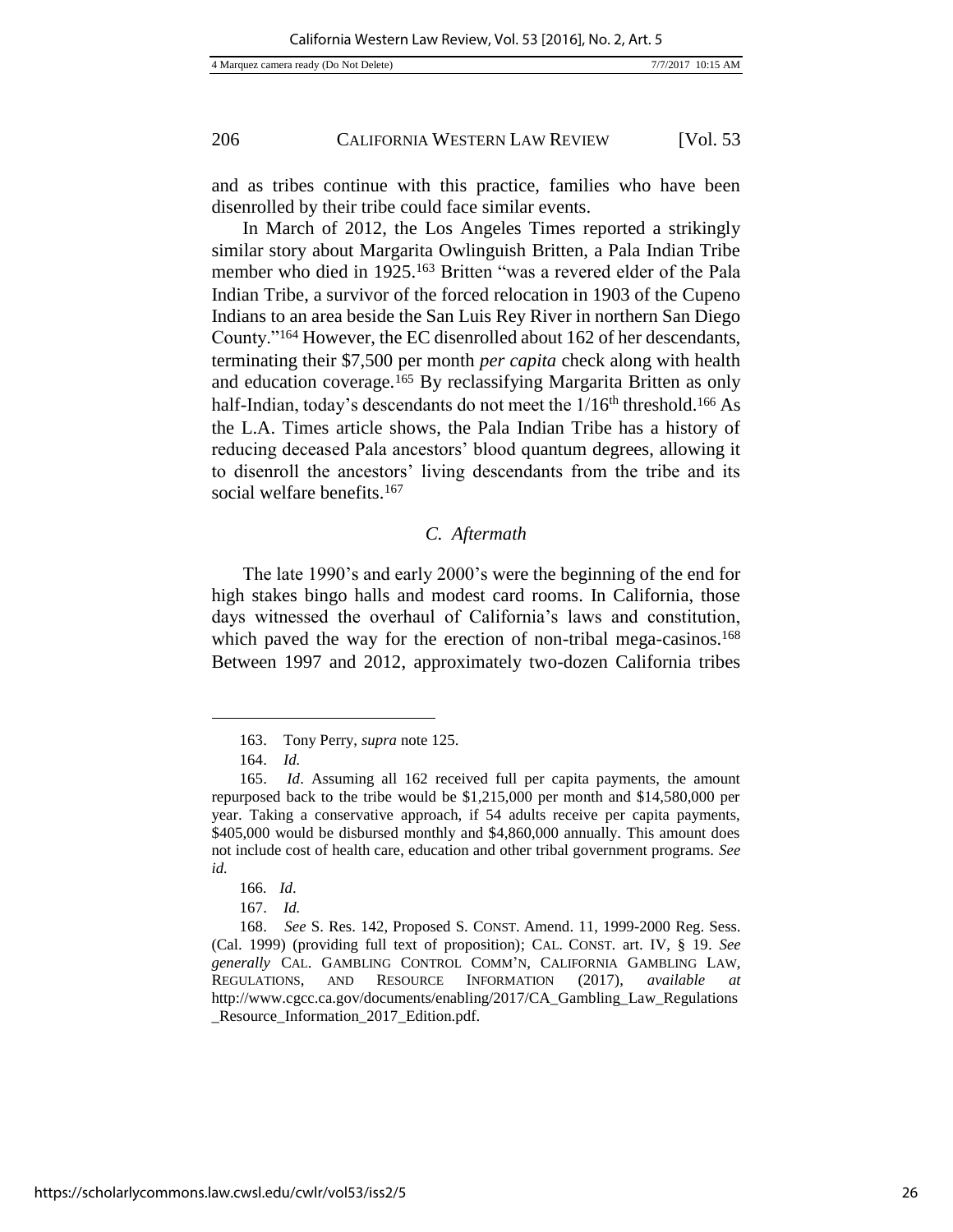and as tribes continue with this practice, families who have been disenrolled by their tribe could face similar events.

In March of 2012, the Los Angeles Times reported a strikingly similar story about Margarita Owlinguish Britten, a Pala Indian Tribe member who died in 1925.[163] Britten "was a revered elder of the Pala Indian Tribe, a survivor of the forced relocation in 1903 of the Cupeno Indians to an area beside the San Luis Rey River in northern San Diego County."[164] However, the EC disenrolled about 162 of her descendants, terminating their $7,500 per month *per capita* check along with health and education coverage.[165] By reclassifying Margarita Britten as only half-Indian, today's descendants do not meet the 1/16[th] threshold.[166] As the L.A. Times article shows, the Pala Indian Tribe has a history of reducing deceased Pala ancestors' blood quantum degrees, allowing it to disenroll the ancestors' living descendants from the tribe and its social welfare benefits.[167]

### *C. Aftermath*

The late 1990's and early 2000's were the beginning of the end for high stakes bingo halls and modest card rooms. In California, those days witnessed the overhaul of California's laws and constitution, which paved the way for the erection of non-tribal mega-casinos.[168] Between 1997 and 2012, approximately two-dozen California tribes

---

163. Tony Perry, *supra* note 125.

164. *Id.*

165. *Id*. Assuming all 162 received full per capita payments, the amount repurposed back to the tribe would be $1,215,000 per month and $14,580,000 per year. Taking a conservative approach, if 54 adults receive per capita payments, $405,000 would be disbursed monthly and $4,860,000 annually. This amount does not include cost of health care, education and other tribal government programs. *See id.*

166. *Id*.

167. *Id.*

168. *See* S. Res. 142, Proposed S. CONST. Amend. 11, 1999-2000 Reg. Sess. (Cal. 1999) (providing full text of proposition); CAL. CONST. art. IV, § 19. *See generally* CAL. GAMBLING CONTROL COMM'N, CALIFORNIA GAMBLING LAW, REGULATIONS, AND RESOURCE INFORMATION (2017), *available at* http://www.cgcc.ca.gov/documents/enabling/2017/CA_Gambling_Law_Regulations_Resource_Information_2017_Edition.pdf.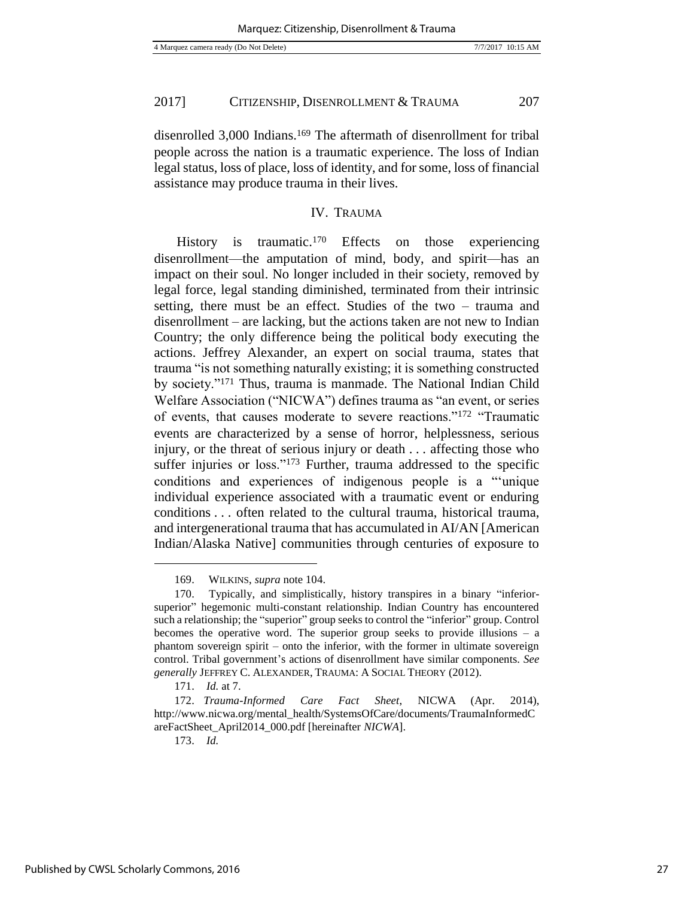disenrolled 3,000 Indians.[169] The aftermath of disenrollment for tribal people across the nation is a traumatic experience. The loss of Indian legal status, loss of place, loss of identity, and for some, loss of financial assistance may produce trauma in their lives.

## IV. TRAUMA

History is traumatic.[170] Effects on those experiencing disenrollment—the amputation of mind, body, and spirit—has an impact on their soul. No longer included in their society, removed by legal force, legal standing diminished, terminated from their intrinsic setting, there must be an effect. Studies of the two – trauma and disenrollment – are lacking, but the actions taken are not new to Indian Country; the only difference being the political body executing the actions. Jeffrey Alexander, an expert on social trauma, states that trauma "is not something naturally existing; it is something constructed by society."[171] Thus, trauma is manmade. The National Indian Child Welfare Association ("NICWA") defines trauma as "an event, or series of events, that causes moderate to severe reactions."[172] "Traumatic events are characterized by a sense of horror, helplessness, serious injury, or the threat of serious injury or death . . . affecting those who suffer injuries or loss."[173] Further, trauma addressed to the specific conditions and experiences of indigenous people is a "'unique individual experience associated with a traumatic event or enduring conditions . . . often related to the cultural trauma, historical trauma, and intergenerational trauma that has accumulated in AI/AN [American Indian/Alaska Native] communities through centuries of exposure to

---

169. WILKINS, *supra* note 104.

170. Typically, and simplistically, history transpires in a binary "inferior-superior" hegemonic multi-constant relationship. Indian Country has encountered such a relationship; the "superior" group seeks to control the "inferior" group. Control becomes the operative word. The superior group seeks to provide illusions – a phantom sovereign spirit – onto the inferior, with the former in ultimate sovereign control. Tribal government's actions of disenrollment have similar components. *See generally* JEFFREY C. ALEXANDER, TRAUMA: A SOCIAL THEORY (2012).

171. *Id.* at 7.

172. *Trauma-Informed Care Fact Sheet*, NICWA (Apr. 2014), http://www.nicwa.org/mental_health/SystemsOfCare/documents/TraumaInformedCareFactSheet_April2014_000.pdf [hereinafter *NICWA*].

173. *Id.*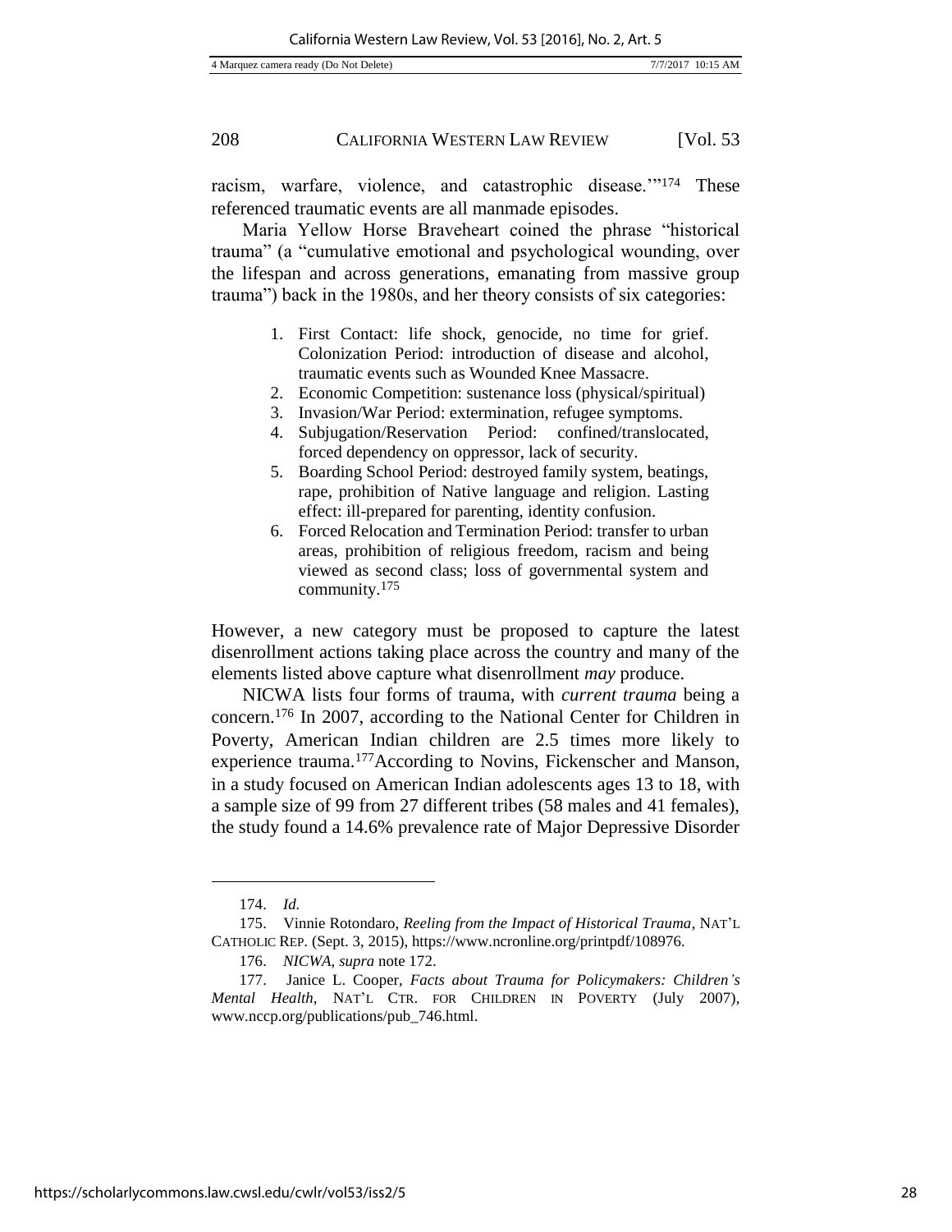racism, warfare, violence, and catastrophic disease.'"[174] These referenced traumatic events are all manmade episodes.

Maria Yellow Horse Braveheart coined the phrase "historical trauma" (a "cumulative emotional and psychological wounding, over the lifespan and across generations, emanating from massive group trauma") back in the 1980s, and her theory consists of six categories:

1. First Contact: life shock, genocide, no time for grief. Colonization Period: introduction of disease and alcohol, traumatic events such as Wounded Knee Massacre.
2. Economic Competition: sustenance loss (physical/spiritual)
3. Invasion/War Period: extermination, refugee symptoms.
4. Subjugation/Reservation Period: confined/translocated, forced dependency on oppressor, lack of security.
5. Boarding School Period: destroyed family system, beatings, rape, prohibition of Native language and religion. Lasting effect: ill-prepared for parenting, identity confusion.
6. Forced Relocation and Termination Period: transfer to urban areas, prohibition of religious freedom, racism and being viewed as second class; loss of governmental system and community.[175]

However, a new category must be proposed to capture the latest disenrollment actions taking place across the country and many of the elements listed above capture what disenrollment *may* produce.

NICWA lists four forms of trauma, with *current trauma* being a concern.[176] In 2007, according to the National Center for Children in Poverty, American Indian children are 2.5 times more likely to experience trauma.[177] According to Novins, Fickenscher and Manson, in a study focused on American Indian adolescents ages 13 to 18, with a sample size of 99 from 27 different tribes (58 males and 41 females), the study found a 14.6% prevalence rate of Major Depressive Disorder

---

174. *Id.*

175. Vinnie Rotondaro, *Reeling from the Impact of Historical Trauma*, NAT'L CATHOLIC REP. (Sept. 3, 2015), https://www.ncronline.org/printpdf/108976.

176. *NICWA*, *supra* note 172.

177. Janice L. Cooper, *Facts about Trauma for Policymakers: Children's Mental Health*, NAT'L CTR. FOR CHILDREN IN POVERTY (July 2007), www.nccp.org/publications/pub_746.html.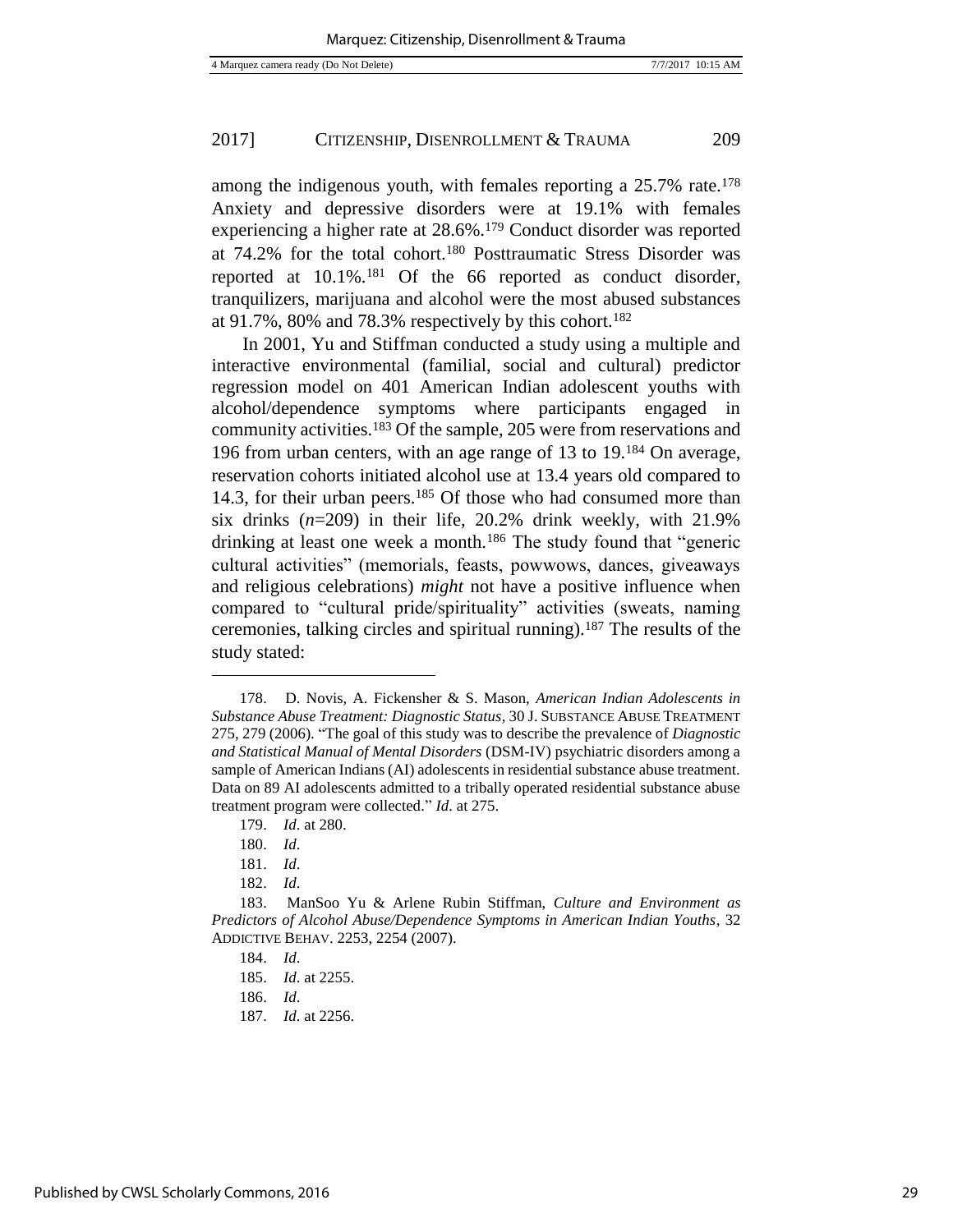among the indigenous youth, with females reporting a 25.7% rate.[178] Anxiety and depressive disorders were at 19.1% with females experiencing a higher rate at 28.6%.[179] Conduct disorder was reported at 74.2% for the total cohort.[180] Posttraumatic Stress Disorder was reported at 10.1%.[181] Of the 66 reported as conduct disorder, tranquilizers, marijuana and alcohol were the most abused substances at 91.7%, 80% and 78.3% respectively by this cohort.[182]

In 2001, Yu and Stiffman conducted a study using a multiple and interactive environmental (familial, social and cultural) predictor regression model on 401 American Indian adolescent youths with alcohol/dependence symptoms where participants engaged in community activities.[183] Of the sample, 205 were from reservations and 196 from urban centers, with an age range of 13 to 19.[184] On average, reservation cohorts initiated alcohol use at 13.4 years old compared to 14.3, for their urban peers.[185] Of those who had consumed more than six drinks (*n*=209) in their life, 20.2% drink weekly, with 21.9% drinking at least one week a month.[186] The study found that "generic cultural activities" (memorials, feasts, powwows, dances, giveaways and religious celebrations) *might* not have a positive influence when compared to "cultural pride/spirituality" activities (sweats, naming ceremonies, talking circles and spiritual running).[187] The results of the study stated:

---

178. D. Novis, A. Fickensher & S. Mason, *American Indian Adolescents in Substance Abuse Treatment: Diagnostic Status*, 30 J. SUBSTANCE ABUSE TREATMENT 275, 279 (2006). "The goal of this study was to describe the prevalence of *Diagnostic and Statistical Manual of Mental Disorders* (DSM-IV) psychiatric disorders among a sample of American Indians (AI) adolescents in residential substance abuse treatment. Data on 89 AI adolescents admitted to a tribally operated residential substance abuse treatment program were collected." *Id*. at 275.

179. *Id*. at 280.

180. *Id*.

181. *Id*.

182. *Id*.

183. ManSoo Yu & Arlene Rubin Stiffman, *Culture and Environment as Predictors of Alcohol Abuse/Dependence Symptoms in American Indian Youths*, 32 ADDICTIVE BEHAV. 2253, 2254 (2007).

184. *Id*.

185. *Id*. at 2255.

186. *Id*.

187. *Id*. at 2256.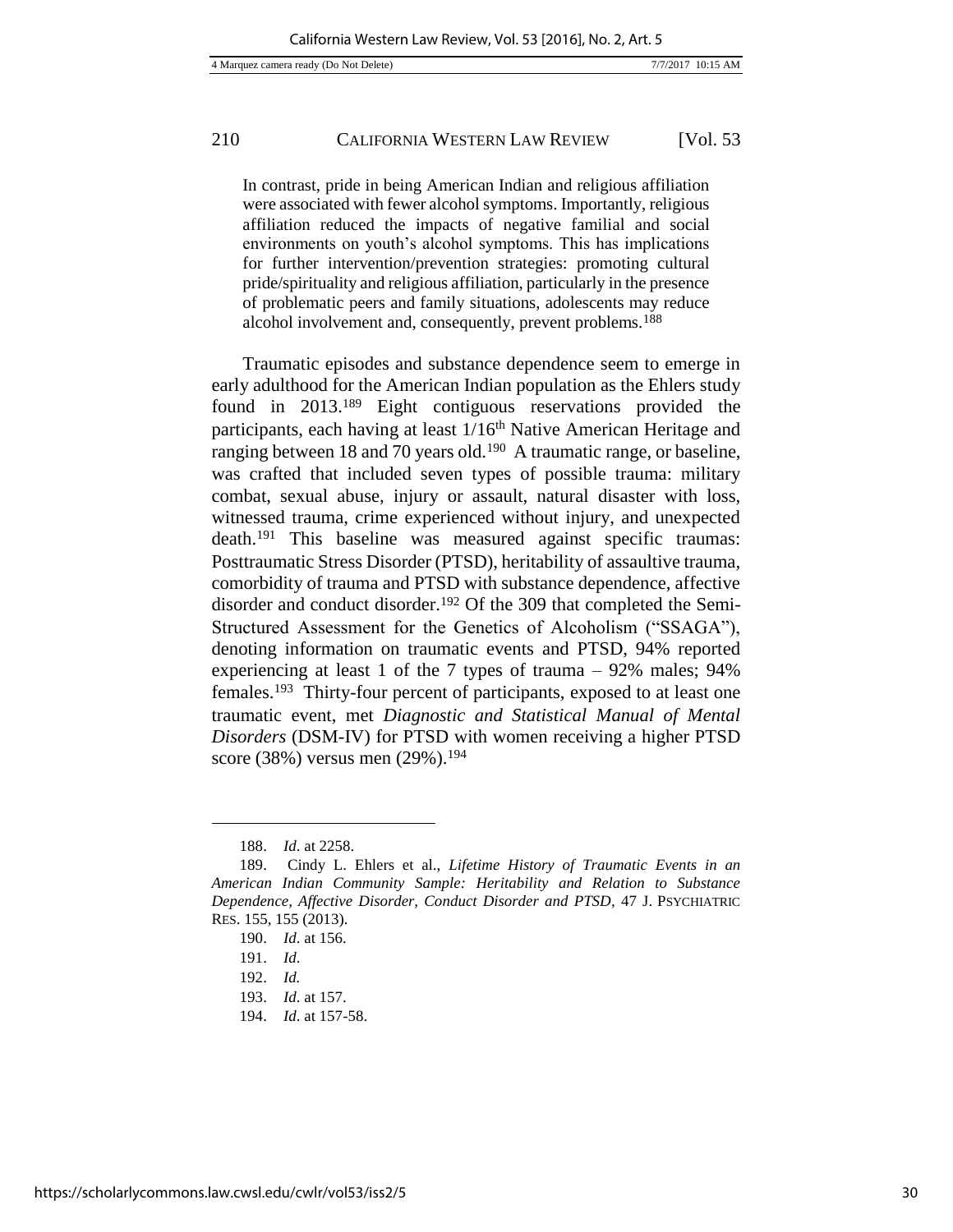> In contrast, pride in being American Indian and religious affiliation were associated with fewer alcohol symptoms. Importantly, religious affiliation reduced the impacts of negative familial and social environments on youth's alcohol symptoms. This has implications for further intervention/prevention strategies: promoting cultural pride/spirituality and religious affiliation, particularly in the presence of problematic peers and family situations, adolescents may reduce alcohol involvement and, consequently, prevent problems.[188]

Traumatic episodes and substance dependence seem to emerge in early adulthood for the American Indian population as the Ehlers study found in 2013.[189] Eight contiguous reservations provided the participants, each having at least 1/16th Native American Heritage and ranging between 18 and 70 years old.[190] A traumatic range, or baseline, was crafted that included seven types of possible trauma: military combat, sexual abuse, injury or assault, natural disaster with loss, witnessed trauma, crime experienced without injury, and unexpected death.[191] This baseline was measured against specific traumas: Posttraumatic Stress Disorder (PTSD), heritability of assaultive trauma, comorbidity of trauma and PTSD with substance dependence, affective disorder and conduct disorder.[192] Of the 309 that completed the Semi-Structured Assessment for the Genetics of Alcoholism ("SSAGA"), denoting information on traumatic events and PTSD, 94% reported experiencing at least 1 of the 7 types of trauma – 92% males; 94% females.[193] Thirty-four percent of participants, exposed to at least one traumatic event, met *Diagnostic and Statistical Manual of Mental Disorders* (DSM-IV) for PTSD with women receiving a higher PTSD score (38%) versus men (29%).[194]

---

188. *Id*. at 2258.

189. Cindy L. Ehlers et al., *Lifetime History of Traumatic Events in an American Indian Community Sample: Heritability and Relation to Substance Dependence, Affective Disorder, Conduct Disorder and PTSD*, 47 J. PSYCHIATRIC RES. 155, 155 (2013).

190. *Id*. at 156.

191. *Id*.

192. *Id.*

193. *Id*. at 157.

194. *Id*. at 157-58.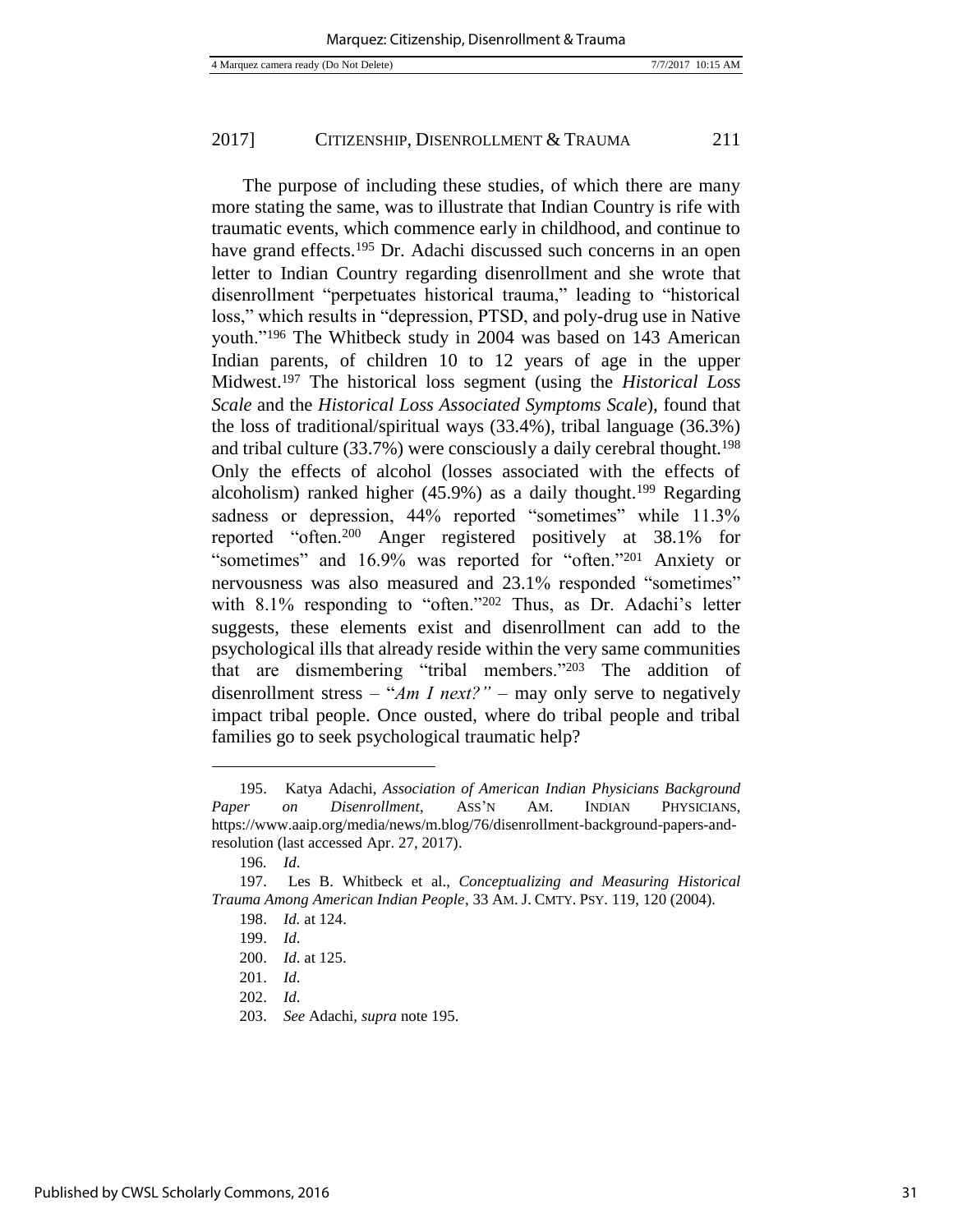The purpose of including these studies, of which there are many more stating the same, was to illustrate that Indian Country is rife with traumatic events, which commence early in childhood, and continue to have grand effects.[195] Dr. Adachi discussed such concerns in an open letter to Indian Country regarding disenrollment and she wrote that disenrollment "perpetuates historical trauma," leading to "historical loss," which results in "depression, PTSD, and poly-drug use in Native youth."[196] The Whitbeck study in 2004 was based on 143 American Indian parents, of children 10 to 12 years of age in the upper Midwest.[197] The historical loss segment (using the *Historical Loss Scale* and the *Historical Loss Associated Symptoms Scale*), found that the loss of traditional/spiritual ways (33.4%), tribal language (36.3%) and tribal culture (33.7%) were consciously a daily cerebral thought.[198] Only the effects of alcohol (losses associated with the effects of alcoholism) ranked higher (45.9%) as a daily thought.[199] Regarding sadness or depression, 44% reported "sometimes" while 11.3% reported "often.[200] Anger registered positively at 38.1% for "sometimes" and 16.9% was reported for "often."[201] Anxiety or nervousness was also measured and 23.1% responded "sometimes" with 8.1% responding to "often."[202] Thus, as Dr. Adachi's letter suggests, these elements exist and disenrollment can add to the psychological ills that already reside within the very same communities that are dismembering "tribal members."[203] The addition of disenrollment stress – "*Am I next?"* – may only serve to negatively impact tribal people. Once ousted, where do tribal people and tribal families go to seek psychological traumatic help?

---

195. Katya Adachi, *Association of American Indian Physicians Background Paper on Disenrollment*, ASS'N AM. INDIAN PHYSICIANS, https://www.aaip.org/media/news/m.blog/76/disenrollment-background-papers-and-resolution (last accessed Apr. 27, 2017).

196. *Id*.

197. Les B. Whitbeck et al., *Conceptualizing and Measuring Historical Trauma Among American Indian People*, 33 AM. J. CMTY. PSY. 119, 120 (2004).

198. *Id.* at 124.

199. *Id*.

200. *Id*. at 125.

201. *Id*.

202. *Id*.

203. *See* Adachi, *supra* note 195.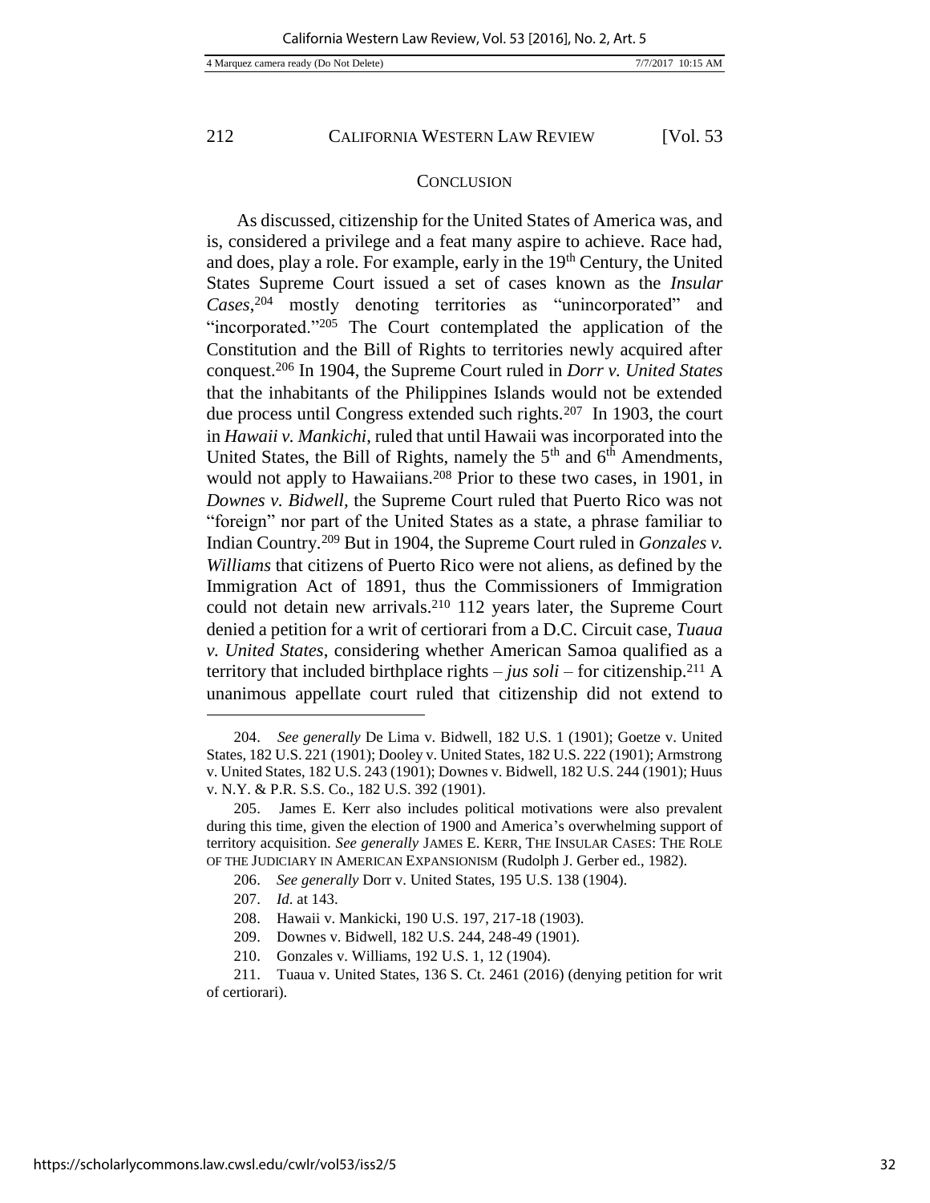## CONCLUSION

As discussed, citizenship for the United States of America was, and is, considered a privilege and a feat many aspire to achieve. Race had, and does, play a role. For example, early in the 19th Century, the United States Supreme Court issued a set of cases known as the *Insular Cases*,[204] mostly denoting territories as "unincorporated" and "incorporated."[205] The Court contemplated the application of the Constitution and the Bill of Rights to territories newly acquired after conquest.[206] In 1904, the Supreme Court ruled in *Dorr v. United States* that the inhabitants of the Philippines Islands would not be extended due process until Congress extended such rights.[207] In 1903, the court in *Hawaii v. Mankichi*, ruled that until Hawaii was incorporated into the United States, the Bill of Rights, namely the 5th and 6th Amendments, would not apply to Hawaiians.[208] Prior to these two cases, in 1901, in *Downes v. Bidwell*, the Supreme Court ruled that Puerto Rico was not "foreign" nor part of the United States as a state, a phrase familiar to Indian Country.[209] But in 1904, the Supreme Court ruled in *Gonzales v. Williams* that citizens of Puerto Rico were not aliens, as defined by the Immigration Act of 1891, thus the Commissioners of Immigration could not detain new arrivals.[210] 112 years later, the Supreme Court denied a petition for a writ of certiorari from a D.C. Circuit case, *Tuaua v. United States*, considering whether American Samoa qualified as a territory that included birthplace rights – *jus soli* – for citizenship.[211] A unanimous appellate court ruled that citizenship did not extend to

---

204. *See generally* De Lima v. Bidwell, 182 U.S. 1 (1901); Goetze v. United States, 182 U.S. 221 (1901); Dooley v. United States, 182 U.S. 222 (1901); Armstrong v. United States, 182 U.S. 243 (1901); Downes v. Bidwell, 182 U.S. 244 (1901); Huus v. N.Y. & P.R. S.S. Co., 182 U.S. 392 (1901).

205. James E. Kerr also includes political motivations were also prevalent during this time, given the election of 1900 and America's overwhelming support of territory acquisition. *See generally* JAMES E. KERR, THE INSULAR CASES: THE ROLE OF THE JUDICIARY IN AMERICAN EXPANSIONISM (Rudolph J. Gerber ed., 1982).

206. *See generally* Dorr v. United States, 195 U.S. 138 (1904).

207. *Id.* at 143.

208. Hawaii v. Mankicki, 190 U.S. 197, 217-18 (1903).

209. Downes v. Bidwell, 182 U.S. 244, 248-49 (1901).

210. Gonzales v. Williams, 192 U.S. 1, 12 (1904).

211. Tuaua v. United States, 136 S. Ct. 2461 (2016) (denying petition for writ of certiorari).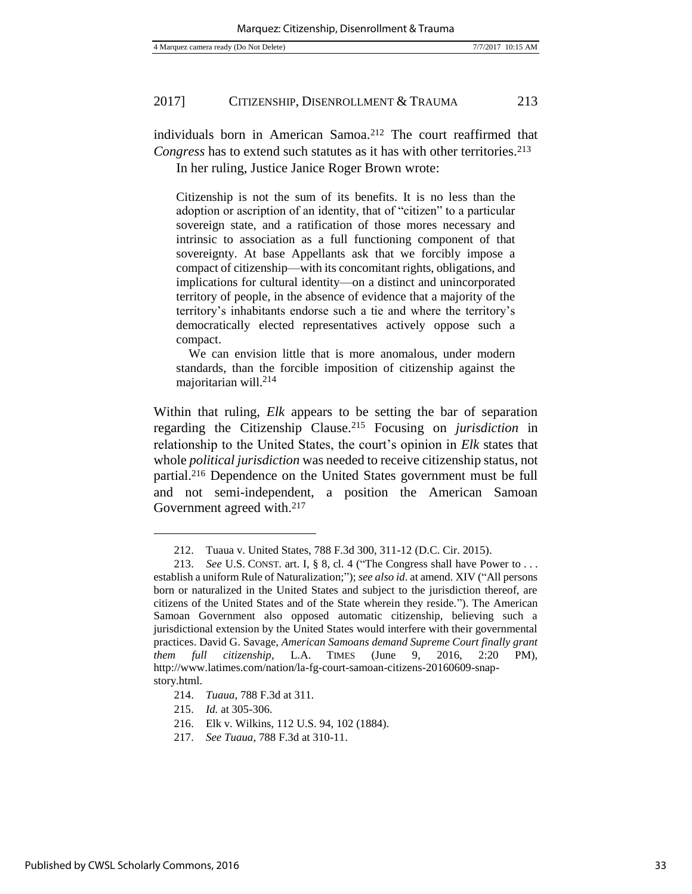individuals born in American Samoa.[212] The court reaffirmed that *Congress* has to extend such statutes as it has with other territories.[213]

In her ruling, Justice Janice Roger Brown wrote:

> Citizenship is not the sum of its benefits. It is no less than the adoption or ascription of an identity, that of "citizen" to a particular sovereign state, and a ratification of those mores necessary and intrinsic to association as a full functioning component of that sovereignty. At base Appellants ask that we forcibly impose a compact of citizenship—with its concomitant rights, obligations, and implications for cultural identity—on a distinct and unincorporated territory of people, in the absence of evidence that a majority of the territory's inhabitants endorse such a tie and where the territory's democratically elected representatives actively oppose such a compact.
>
> We can envision little that is more anomalous, under modern standards, than the forcible imposition of citizenship against the majoritarian will.[214]

Within that ruling, *Elk* appears to be setting the bar of separation regarding the Citizenship Clause.[215] Focusing on *jurisdiction* in relationship to the United States, the court's opinion in *Elk* states that whole *political jurisdiction* was needed to receive citizenship status, not partial.[216] Dependence on the United States government must be full and not semi-independent, a position the American Samoan Government agreed with.[217]

---

212. Tuaua v. United States, 788 F.3d 300, 311-12 (D.C. Cir. 2015).

213. *See* U.S. CONST. art. I, § 8, cl. 4 ("The Congress shall have Power to . . . establish a uniform Rule of Naturalization;"); *see also id*. at amend. XIV ("All persons born or naturalized in the United States and subject to the jurisdiction thereof, are citizens of the United States and of the State wherein they reside."). The American Samoan Government also opposed automatic citizenship, believing such a jurisdictional extension by the United States would interfere with their governmental practices. David G. Savage, *American Samoans demand Supreme Court finally grant them full citizenship*, L.A. TIMES (June 9, 2016, 2:20 PM), http://www.latimes.com/nation/la-fg-court-samoan-citizens-20160609-snap-story.html.

214. *Tuaua*, 788 F.3d at 311.

215. *Id.* at 305-306.

216. Elk v. Wilkins, 112 U.S. 94, 102 (1884).

217. *See Tuaua*, 788 F.3d at 310-11.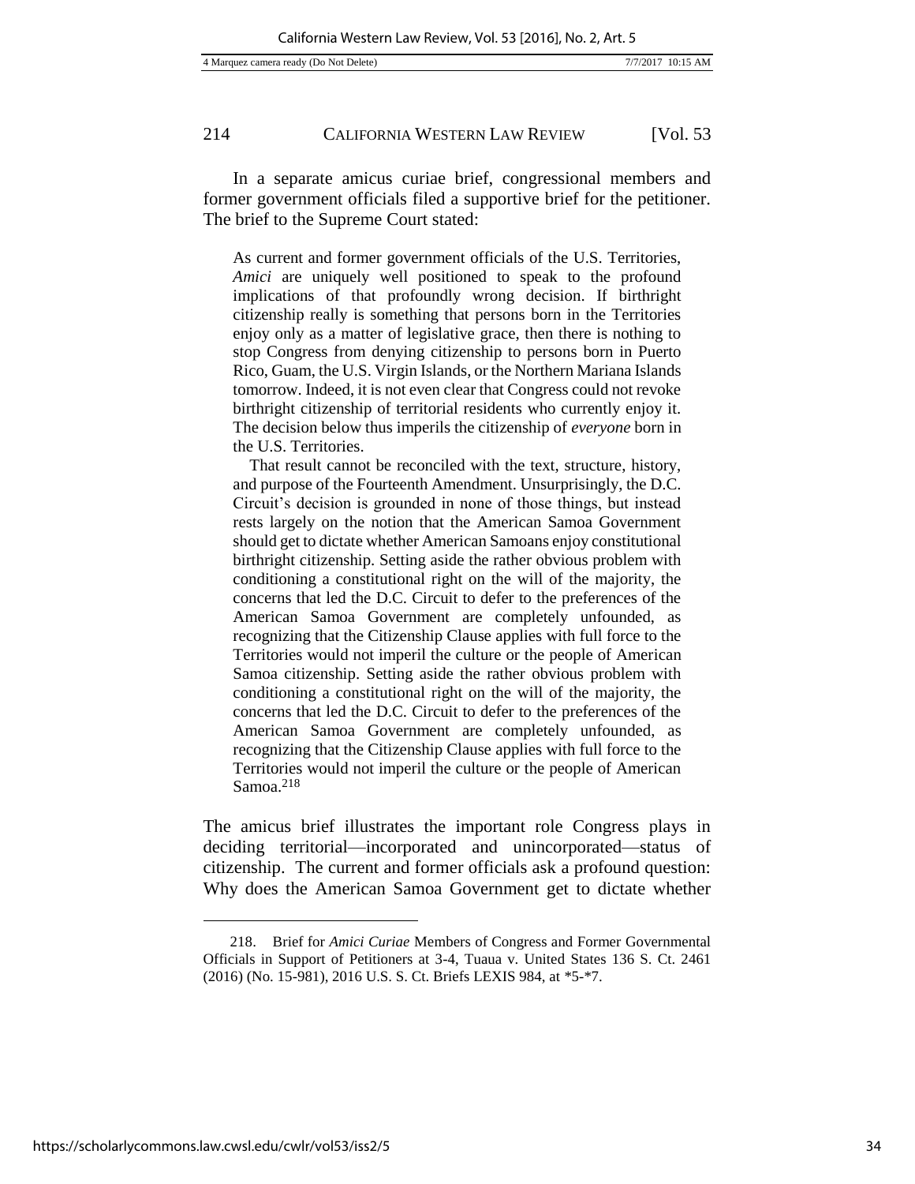In a separate amicus curiae brief, congressional members and former government officials filed a supportive brief for the petitioner. The brief to the Supreme Court stated:

> As current and former government officials of the U.S. Territories, *Amici* are uniquely well positioned to speak to the profound implications of that profoundly wrong decision. If birthright citizenship really is something that persons born in the Territories enjoy only as a matter of legislative grace, then there is nothing to stop Congress from denying citizenship to persons born in Puerto Rico, Guam, the U.S. Virgin Islands, or the Northern Mariana Islands tomorrow. Indeed, it is not even clear that Congress could not revoke birthright citizenship of territorial residents who currently enjoy it. The decision below thus imperils the citizenship of *everyone* born in the U.S. Territories.
>
> That result cannot be reconciled with the text, structure, history, and purpose of the Fourteenth Amendment. Unsurprisingly, the D.C. Circuit's decision is grounded in none of those things, but instead rests largely on the notion that the American Samoa Government should get to dictate whether American Samoans enjoy constitutional birthright citizenship. Setting aside the rather obvious problem with conditioning a constitutional right on the will of the majority, the concerns that led the D.C. Circuit to defer to the preferences of the American Samoa Government are completely unfounded, as recognizing that the Citizenship Clause applies with full force to the Territories would not imperil the culture or the people of American Samoa citizenship. Setting aside the rather obvious problem with conditioning a constitutional right on the will of the majority, the concerns that led the D.C. Circuit to defer to the preferences of the American Samoa Government are completely unfounded, as recognizing that the Citizenship Clause applies with full force to the Territories would not imperil the culture or the people of American Samoa.[218]

The amicus brief illustrates the important role Congress plays in deciding territorial—incorporated and unincorporated—status of citizenship. The current and former officials ask a profound question: Why does the American Samoa Government get to dictate whether

218. Brief for *Amici Curiae* Members of Congress and Former Governmental Officials in Support of Petitioners at 3-4, Tuaua v. United States 136 S. Ct. 2461 (2016) (No. 15-981), 2016 U.S. S. Ct. Briefs LEXIS 984, at *5-*7.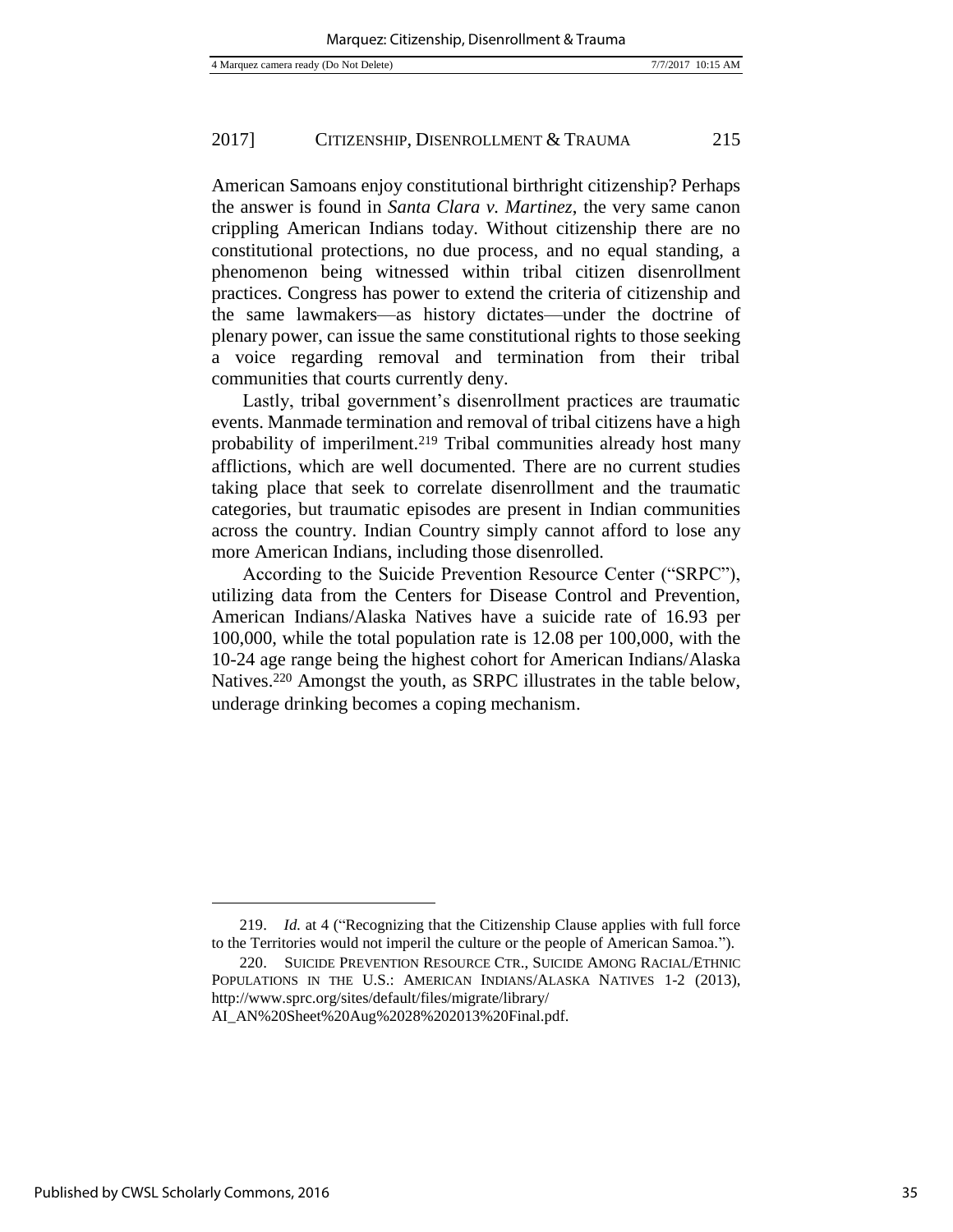American Samoans enjoy constitutional birthright citizenship? Perhaps the answer is found in *Santa Clara v. Martinez*, the very same canon crippling American Indians today. Without citizenship there are no constitutional protections, no due process, and no equal standing, a phenomenon being witnessed within tribal citizen disenrollment practices. Congress has power to extend the criteria of citizenship and the same lawmakers—as history dictates—under the doctrine of plenary power, can issue the same constitutional rights to those seeking a voice regarding removal and termination from their tribal communities that courts currently deny.

Lastly, tribal government's disenrollment practices are traumatic events. Manmade termination and removal of tribal citizens have a high probability of imperilment.[219] Tribal communities already host many afflictions, which are well documented. There are no current studies taking place that seek to correlate disenrollment and the traumatic categories, but traumatic episodes are present in Indian communities across the country. Indian Country simply cannot afford to lose any more American Indians, including those disenrolled.

According to the Suicide Prevention Resource Center ("SRPC"), utilizing data from the Centers for Disease Control and Prevention, American Indians/Alaska Natives have a suicide rate of 16.93 per 100,000, while the total population rate is 12.08 per 100,000, with the 10-24 age range being the highest cohort for American Indians/Alaska Natives.[220] Amongst the youth, as SRPC illustrates in the table below, underage drinking becomes a coping mechanism.

---

219. *Id.* at 4 ("Recognizing that the Citizenship Clause applies with full force to the Territories would not imperil the culture or the people of American Samoa.").

220. SUICIDE PREVENTION RESOURCE CTR., SUICIDE AMONG RACIAL/ETHNIC POPULATIONS IN THE U.S.: AMERICAN INDIANS/ALASKA NATIVES 1-2 (2013), http://www.sprc.org/sites/default/files/migrate/library/AI_AN%20Sheet%20Aug%2028%202013%20Final.pdf.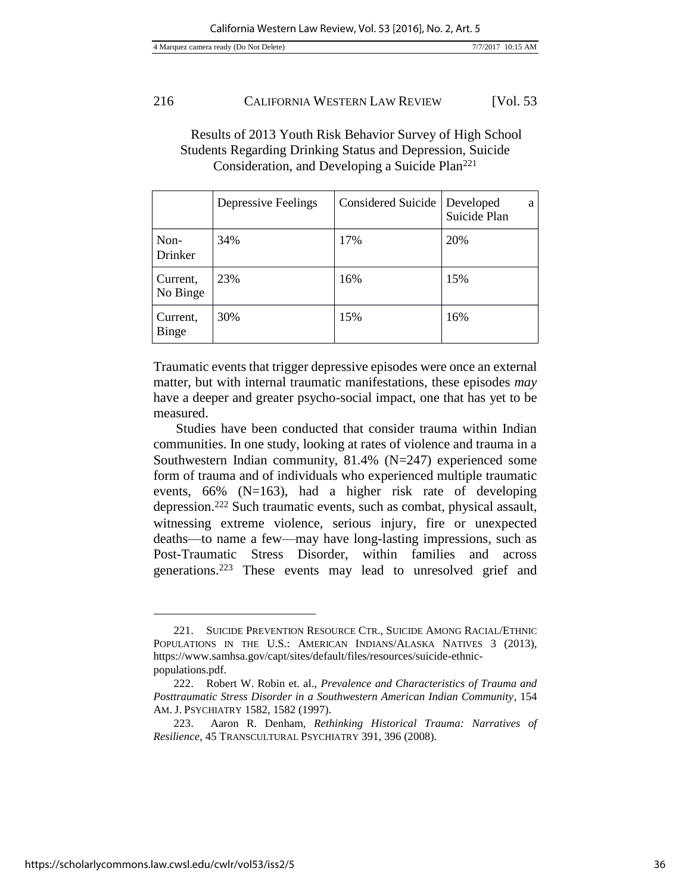Results of 2013 Youth Risk Behavior Survey of High School Students Regarding Drinking Status and Depression, Suicide Consideration, and Developing a Suicide Plan[221]

| | Depressive Feelings | Considered Suicide | Developed a Suicide Plan |
|---|---|---|---|
| Non-Drinker | 34% | 17% | 20% |
| Current, No Binge | 23% | 16% | 15% |
| Current, Binge | 30% | 15% | 16% |

Traumatic events that trigger depressive episodes were once an external matter, but with internal traumatic manifestations, these episodes *may* have a deeper and greater psycho-social impact, one that has yet to be measured.

Studies have been conducted that consider trauma within Indian communities. In one study, looking at rates of violence and trauma in a Southwestern Indian community, 81.4% (N=247) experienced some form of trauma and of individuals who experienced multiple traumatic events, 66% (N=163), had a higher risk rate of developing depression.[222] Such traumatic events, such as combat, physical assault, witnessing extreme violence, serious injury, fire or unexpected deaths—to name a few—may have long-lasting impressions, such as Post-Traumatic Stress Disorder, within families and across generations.[223] These events may lead to unresolved grief and

---

221. SUICIDE PREVENTION RESOURCE CTR., SUICIDE AMONG RACIAL/ETHNIC POPULATIONS IN THE U.S.: AMERICAN INDIANS/ALASKA NATIVES 3 (2013), https://www.samhsa.gov/capt/sites/default/files/resources/suicide-ethnic-populations.pdf.

222. Robert W. Robin et. al., *Prevalence and Characteristics of Trauma and Posttraumatic Stress Disorder in a Southwestern American Indian Community*, 154 AM. J. PSYCHIATRY 1582, 1582 (1997).

223. Aaron R. Denham, *Rethinking Historical Trauma: Narratives of Resilience*, 45 TRANSCULTURAL PSYCHIATRY 391, 396 (2008).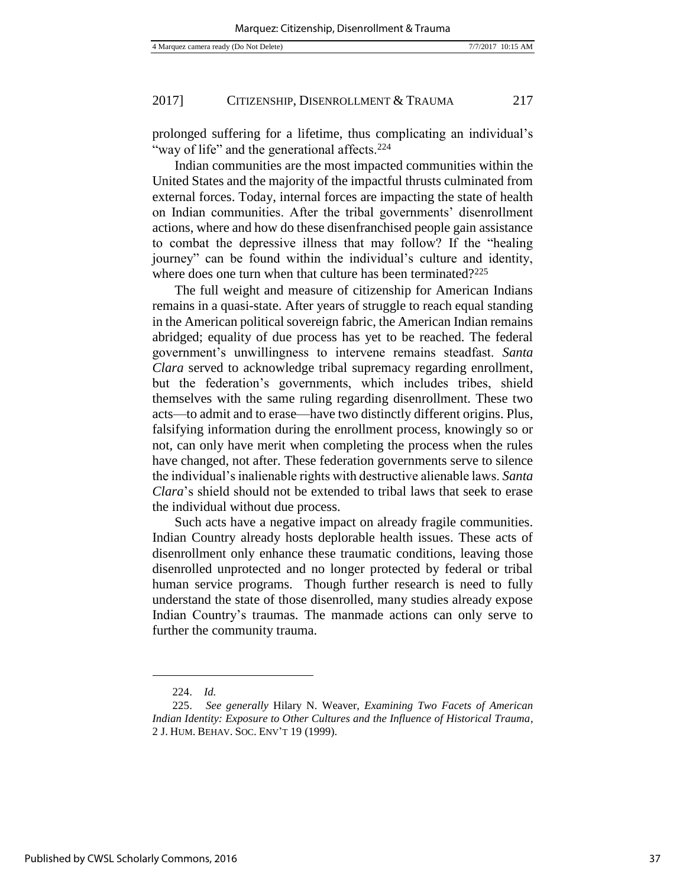prolonged suffering for a lifetime, thus complicating an individual's "way of life" and the generational affects.[224]

Indian communities are the most impacted communities within the United States and the majority of the impactful thrusts culminated from external forces. Today, internal forces are impacting the state of health on Indian communities. After the tribal governments' disenrollment actions, where and how do these disenfranchised people gain assistance to combat the depressive illness that may follow? If the "healing journey" can be found within the individual's culture and identity, where does one turn when that culture has been terminated?[225]

The full weight and measure of citizenship for American Indians remains in a quasi-state. After years of struggle to reach equal standing in the American political sovereign fabric, the American Indian remains abridged; equality of due process has yet to be reached. The federal government's unwillingness to intervene remains steadfast. *Santa Clara* served to acknowledge tribal supremacy regarding enrollment, but the federation's governments, which includes tribes, shield themselves with the same ruling regarding disenrollment. These two acts—to admit and to erase—have two distinctly different origins. Plus, falsifying information during the enrollment process, knowingly so or not, can only have merit when completing the process when the rules have changed, not after. These federation governments serve to silence the individual's inalienable rights with destructive alienable laws. *Santa Clara*'s shield should not be extended to tribal laws that seek to erase the individual without due process.

Such acts have a negative impact on already fragile communities. Indian Country already hosts deplorable health issues. These acts of disenrollment only enhance these traumatic conditions, leaving those disenrolled unprotected and no longer protected by federal or tribal human service programs. Though further research is need to fully understand the state of those disenrolled, many studies already expose Indian Country's traumas. The manmade actions can only serve to further the community trauma.

---

224. *Id.*

225. *See generally* Hilary N. Weaver, *Examining Two Facets of American Indian Identity: Exposure to Other Cultures and the Influence of Historical Trauma*, 2 J. HUM. BEHAV. SOC. ENV'T 19 (1999).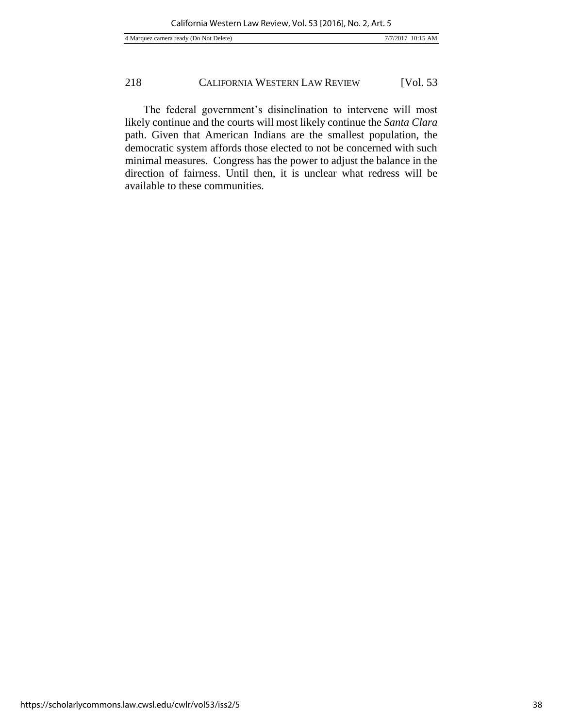The federal government's disinclination to intervene will most likely continue and the courts will most likely continue the *Santa Clara* path. Given that American Indians are the smallest population, the democratic system affords those elected to not be concerned with such minimal measures. Congress has the power to adjust the balance in the direction of fairness. Until then, it is unclear what redress will be available to these communities.